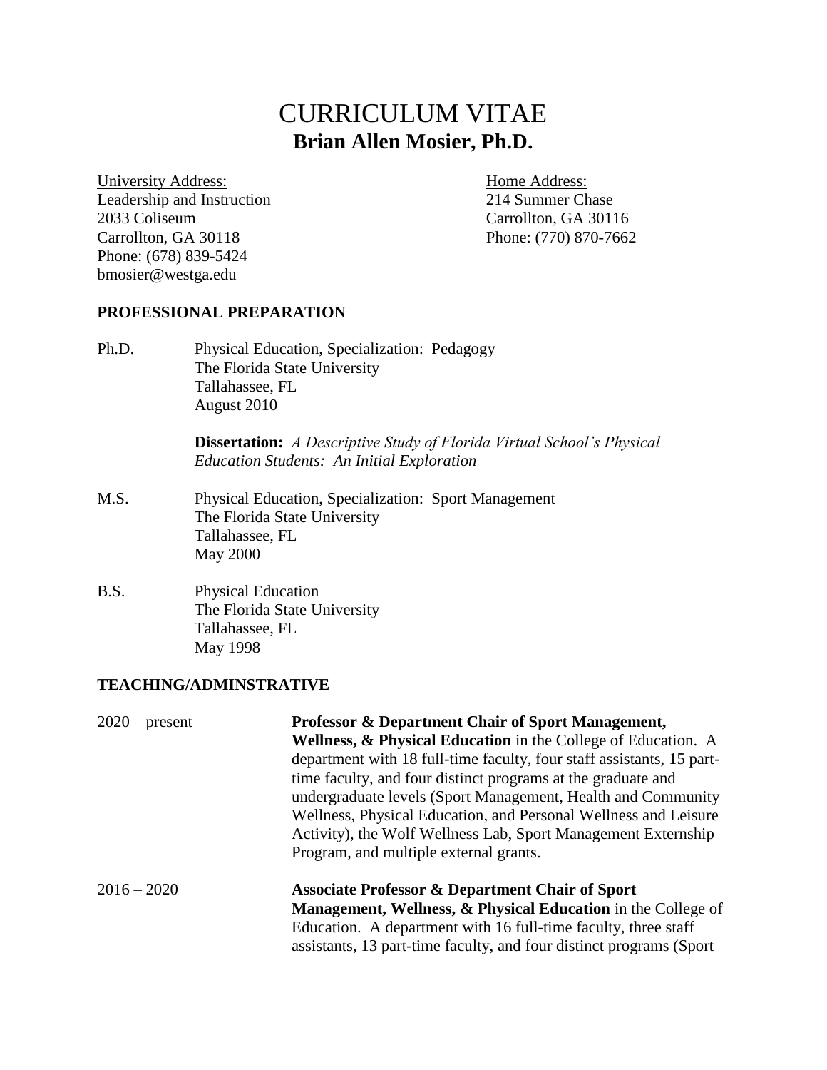# CURRICULUM VITAE
## Brian Allen Mosier, Ph.D.

University Address:
Leadership and Instruction
2033 Coliseum
Carrollton, GA 30118
Phone: (678) 839-5424
bmosier@westga.edu

Home Address:
214 Summer Chase
Carrollton, GA 30116
Phone: (770) 870-7662

### PROFESSIONAL PREPARATION

Ph.D. Physical Education, Specialization: Pedagogy
The Florida State University
Tallahassee, FL
August 2010

**Dissertation:** *A Descriptive Study of Florida Virtual School's Physical Education Students: An Initial Exploration*

M.S. Physical Education, Specialization: Sport Management
The Florida State University
Tallahassee, FL
May 2000

B.S. Physical Education
The Florida State University
Tallahassee, FL
May 1998

### TEACHING/ADMINSTRATIVE

2020 – present **Professor & Department Chair of Sport Management, Wellness, & Physical Education** in the College of Education. A department with 18 full-time faculty, four staff assistants, 15 part-time faculty, and four distinct programs at the graduate and undergraduate levels (Sport Management, Health and Community Wellness, Physical Education, and Personal Wellness and Leisure Activity), the Wolf Wellness Lab, Sport Management Externship Program, and multiple external grants.

2016 – 2020 **Associate Professor & Department Chair of Sport Management, Wellness, & Physical Education** in the College of Education. A department with 16 full-time faculty, three staff assistants, 13 part-time faculty, and four distinct programs (Sport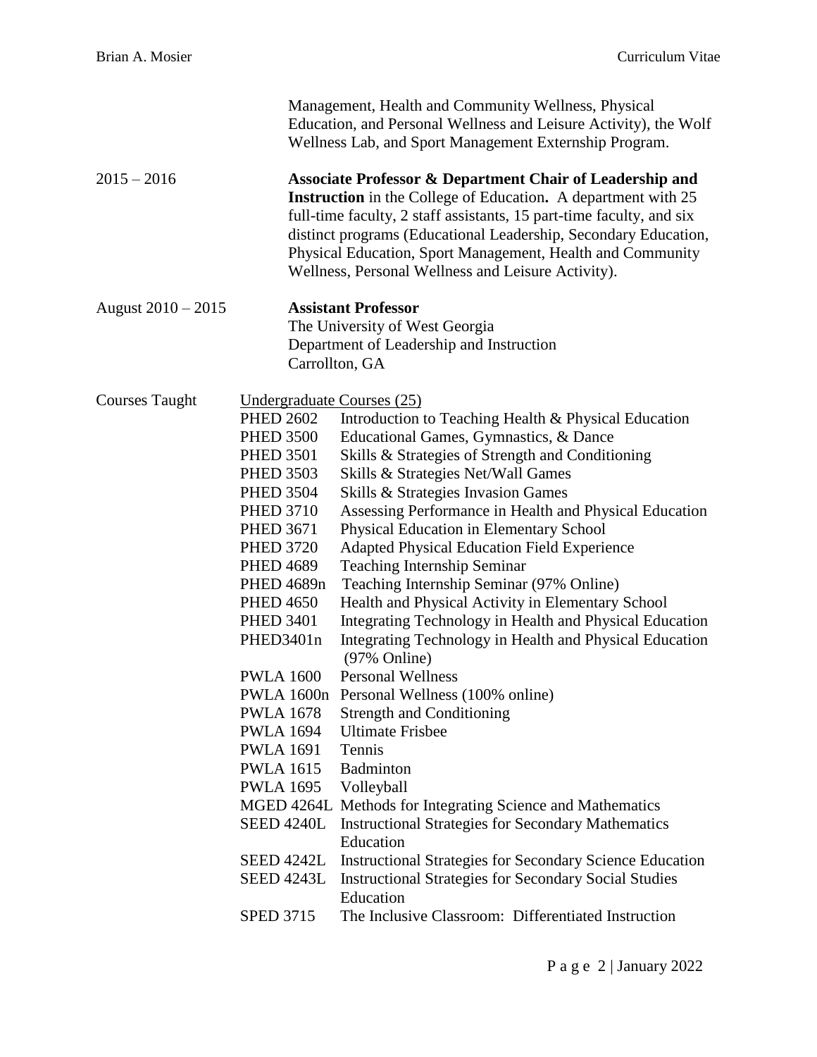Management, Health and Community Wellness, Physical Education, and Personal Wellness and Leisure Activity), the Wolf Wellness Lab, and Sport Management Externship Program.

2015 – 2016 — **Associate Professor & Department Chair of Leadership and Instruction** in the College of Education**.** A department with 25 full-time faculty, 2 staff assistants, 15 part-time faculty, and six distinct programs (Educational Leadership, Secondary Education, Physical Education, Sport Management, Health and Community Wellness, Personal Wellness and Leisure Activity).

August 2010 – 2015 — **Assistant Professor**
The University of West Georgia
Department of Leadership and Instruction
Carrollton, GA

Courses Taught

Undergraduate Courses (25)

| | |
|---|---|
| PHED 2602 | Introduction to Teaching Health & Physical Education |
| PHED 3500 | Educational Games, Gymnastics, & Dance |
| PHED 3501 | Skills & Strategies of Strength and Conditioning |
| PHED 3503 | Skills & Strategies Net/Wall Games |
| PHED 3504 | Skills & Strategies Invasion Games |
| PHED 3710 | Assessing Performance in Health and Physical Education |
| PHED 3671 | Physical Education in Elementary School |
| PHED 3720 | Adapted Physical Education Field Experience |
| PHED 4689 | Teaching Internship Seminar |
| PHED 4689n | Teaching Internship Seminar (97% Online) |
| PHED 4650 | Health and Physical Activity in Elementary School |
| PHED 3401 | Integrating Technology in Health and Physical Education |
| PHED3401n | Integrating Technology in Health and Physical Education (97% Online) |
| PWLA 1600 | Personal Wellness |
| PWLA 1600n | Personal Wellness (100% online) |
| PWLA 1678 | Strength and Conditioning |
| PWLA 1694 | Ultimate Frisbee |
| PWLA 1691 | Tennis |
| PWLA 1615 | Badminton |
| PWLA 1695 | Volleyball |
| MGED 4264L | Methods for Integrating Science and Mathematics |
| SEED 4240L | Instructional Strategies for Secondary Mathematics Education |
| SEED 4242L | Instructional Strategies for Secondary Science Education |
| SEED 4243L | Instructional Strategies for Secondary Social Studies Education |
| SPED 3715 | The Inclusive Classroom: Differentiated Instruction |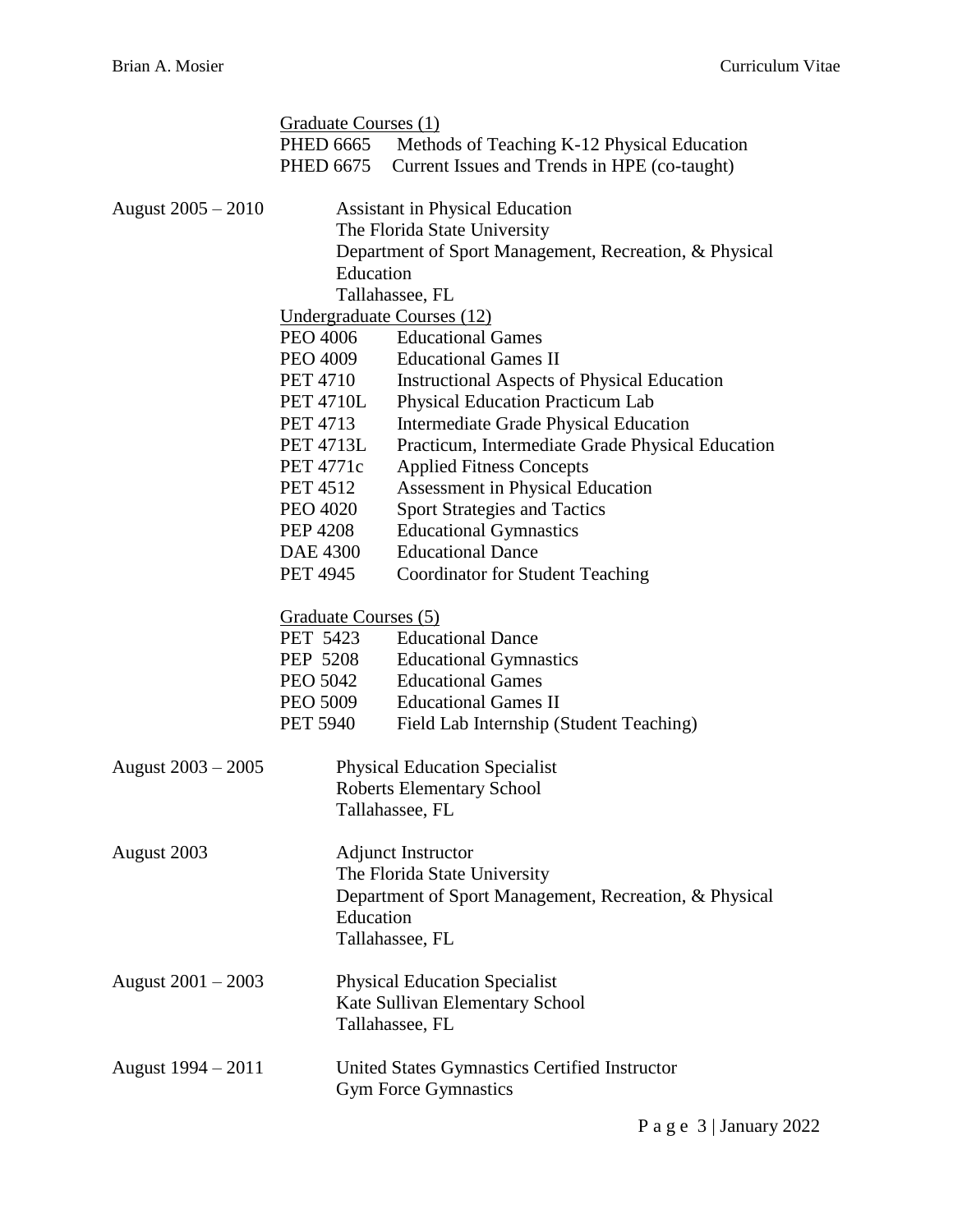Graduate Courses (1)

PHED 6665 Methods of Teaching K-12 Physical Education
PHED 6675 Current Issues and Trends in HPE (co-taught)

August 2005 – 2010
Assistant in Physical Education
The Florida State University
Department of Sport Management, Recreation, & Physical Education
Tallahassee, FL

Undergraduate Courses (12)

PEO 4006 Educational Games
PEO 4009 Educational Games II
PET 4710 Instructional Aspects of Physical Education
PET 4710L Physical Education Practicum Lab
PET 4713 Intermediate Grade Physical Education
PET 4713L Practicum, Intermediate Grade Physical Education
PET 4771c Applied Fitness Concepts
PET 4512 Assessment in Physical Education
PEO 4020 Sport Strategies and Tactics
PEP 4208 Educational Gymnastics
DAE 4300 Educational Dance
PET 4945 Coordinator for Student Teaching

Graduate Courses (5)

PET 5423 Educational Dance
PEP 5208 Educational Gymnastics
PEO 5042 Educational Games
PEO 5009 Educational Games II
PET 5940 Field Lab Internship (Student Teaching)

August 2003 – 2005
Physical Education Specialist
Roberts Elementary School
Tallahassee, FL

August 2003
Adjunct Instructor
The Florida State University
Department of Sport Management, Recreation, & Physical Education
Tallahassee, FL

August 2001 – 2003
Physical Education Specialist
Kate Sullivan Elementary School
Tallahassee, FL

August 1994 – 2011
United States Gymnastics Certified Instructor
Gym Force Gymnastics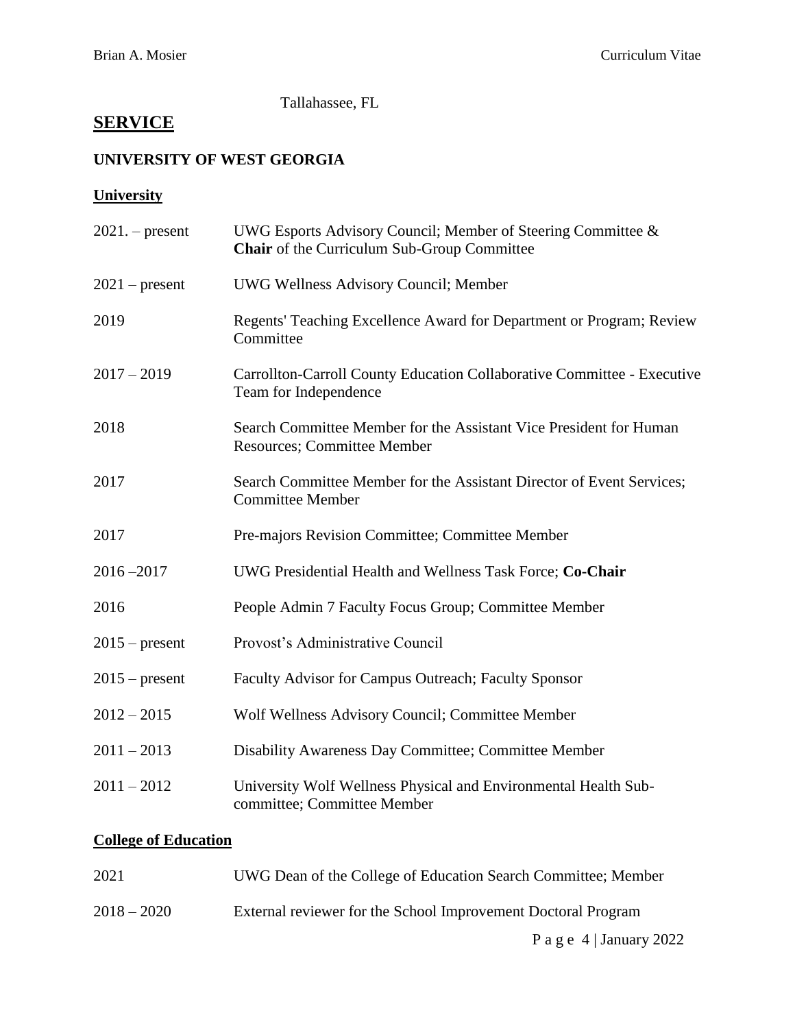Tallahassee, FL

## SERVICE

### UNIVERSITY OF WEST GEORGIA

#### University

| | |
|---|---|
| 2021. – present | UWG Esports Advisory Council; Member of Steering Committee & **Chair** of the Curriculum Sub-Group Committee |
| 2021 – present | UWG Wellness Advisory Council; Member |
| 2019 | Regents' Teaching Excellence Award for Department or Program; Review Committee |
| 2017 – 2019 | Carrollton-Carroll County Education Collaborative Committee - Executive Team for Independence |
| 2018 | Search Committee Member for the Assistant Vice President for Human Resources; Committee Member |
| 2017 | Search Committee Member for the Assistant Director of Event Services; Committee Member |
| 2017 | Pre-majors Revision Committee; Committee Member |
| 2016 –2017 | UWG Presidential Health and Wellness Task Force; **Co-Chair** |
| 2016 | People Admin 7 Faculty Focus Group; Committee Member |
| 2015 – present | Provost's Administrative Council |
| 2015 – present | Faculty Advisor for Campus Outreach; Faculty Sponsor |
| 2012 – 2015 | Wolf Wellness Advisory Council; Committee Member |
| 2011 – 2013 | Disability Awareness Day Committee; Committee Member |
| 2011 – 2012 | University Wolf Wellness Physical and Environmental Health Sub-committee; Committee Member |

#### College of Education

| | |
|---|---|
| 2021 | UWG Dean of the College of Education Search Committee; Member |
| 2018 – 2020 | External reviewer for the School Improvement Doctoral Program |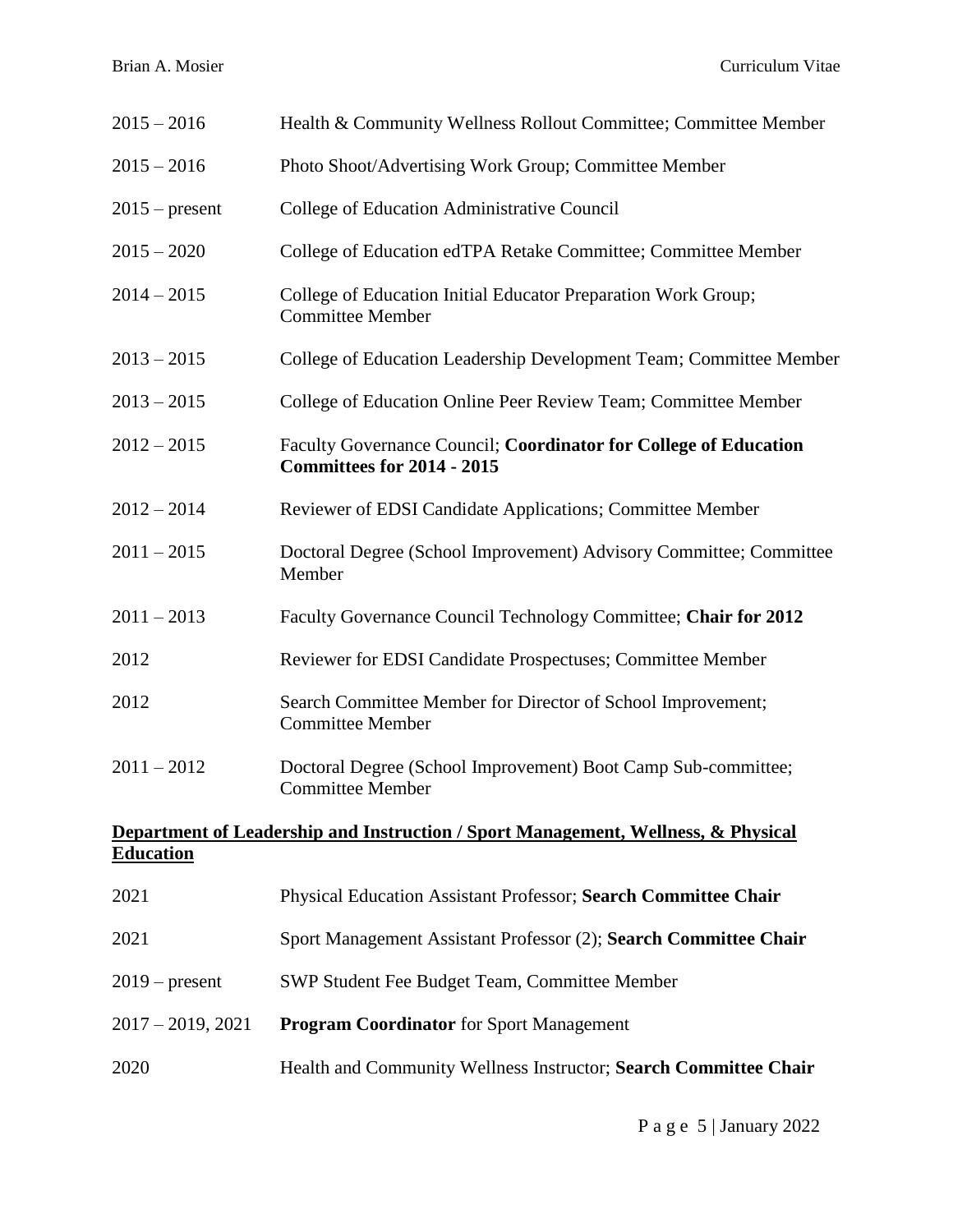| | |
|---|---|
| 2015 – 2016 | Health & Community Wellness Rollout Committee; Committee Member |
| 2015 – 2016 | Photo Shoot/Advertising Work Group; Committee Member |
| 2015 – present | College of Education Administrative Council |
| 2015 – 2020 | College of Education edTPA Retake Committee; Committee Member |
| 2014 – 2015 | College of Education Initial Educator Preparation Work Group; Committee Member |
| 2013 – 2015 | College of Education Leadership Development Team; Committee Member |
| 2013 – 2015 | College of Education Online Peer Review Team; Committee Member |
| 2012 – 2015 | Faculty Governance Council; **Coordinator for College of Education Committees for 2014 - 2015** |
| 2012 – 2014 | Reviewer of EDSI Candidate Applications; Committee Member |
| 2011 – 2015 | Doctoral Degree (School Improvement) Advisory Committee; Committee Member |
| 2011 – 2013 | Faculty Governance Council Technology Committee; **Chair for 2012** |
| 2012 | Reviewer for EDSI Candidate Prospectuses; Committee Member |
| 2012 | Search Committee Member for Director of School Improvement; Committee Member |
| 2011 – 2012 | Doctoral Degree (School Improvement) Boot Camp Sub-committee; Committee Member |

**<u>Department of Leadership and Instruction / Sport Management, Wellness, & Physical Education</u>**

| | |
|---|---|
| 2021 | Physical Education Assistant Professor; **Search Committee Chair** |
| 2021 | Sport Management Assistant Professor (2); **Search Committee Chair** |
| 2019 – present | SWP Student Fee Budget Team, Committee Member |
| 2017 – 2019, 2021 | **Program Coordinator** for Sport Management |
| 2020 | Health and Community Wellness Instructor; **Search Committee Chair** |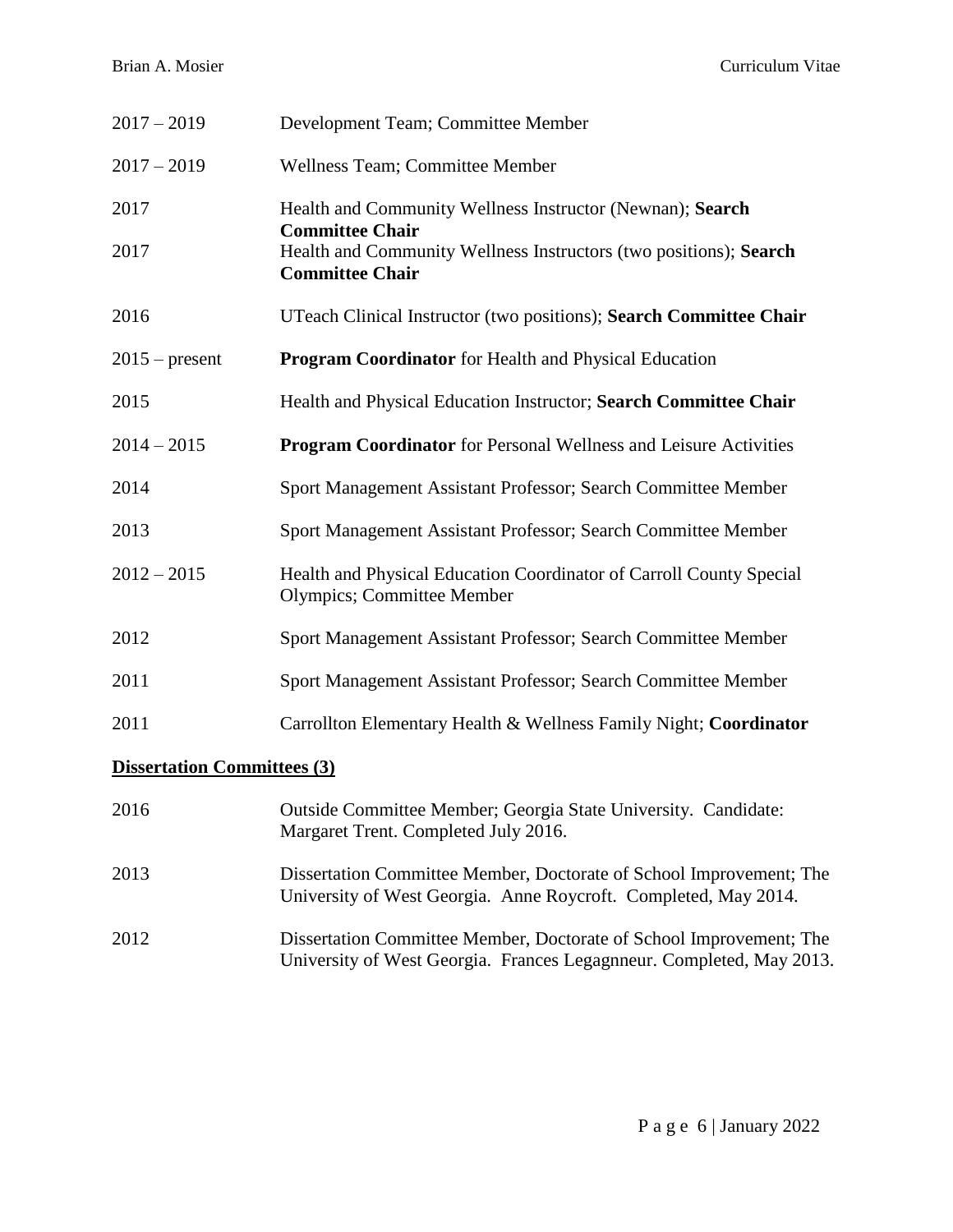| | |
|---|---|
| 2017 – 2019 | Development Team; Committee Member |
| 2017 – 2019 | Wellness Team; Committee Member |
| 2017 | Health and Community Wellness Instructor (Newnan); **Search Committee Chair** |
| 2017 | Health and Community Wellness Instructors (two positions); **Search Committee Chair** |
| 2016 | UTeach Clinical Instructor (two positions); **Search Committee Chair** |
| 2015 – present | **Program Coordinator** for Health and Physical Education |
| 2015 | Health and Physical Education Instructor; **Search Committee Chair** |
| 2014 – 2015 | **Program Coordinator** for Personal Wellness and Leisure Activities |
| 2014 | Sport Management Assistant Professor; Search Committee Member |
| 2013 | Sport Management Assistant Professor; Search Committee Member |
| 2012 – 2015 | Health and Physical Education Coordinator of Carroll County Special Olympics; Committee Member |
| 2012 | Sport Management Assistant Professor; Search Committee Member |
| 2011 | Sport Management Assistant Professor; Search Committee Member |
| 2011 | Carrollton Elementary Health & Wellness Family Night; **Coordinator** |

**Dissertation Committees (3)**

| | |
|---|---|
| 2016 | Outside Committee Member; Georgia State University. Candidate: Margaret Trent. Completed July 2016. |
| 2013 | Dissertation Committee Member, Doctorate of School Improvement; The University of West Georgia. Anne Roycroft. Completed, May 2014. |
| 2012 | Dissertation Committee Member, Doctorate of School Improvement; The University of West Georgia. Frances Legagnneur. Completed, May 2013. |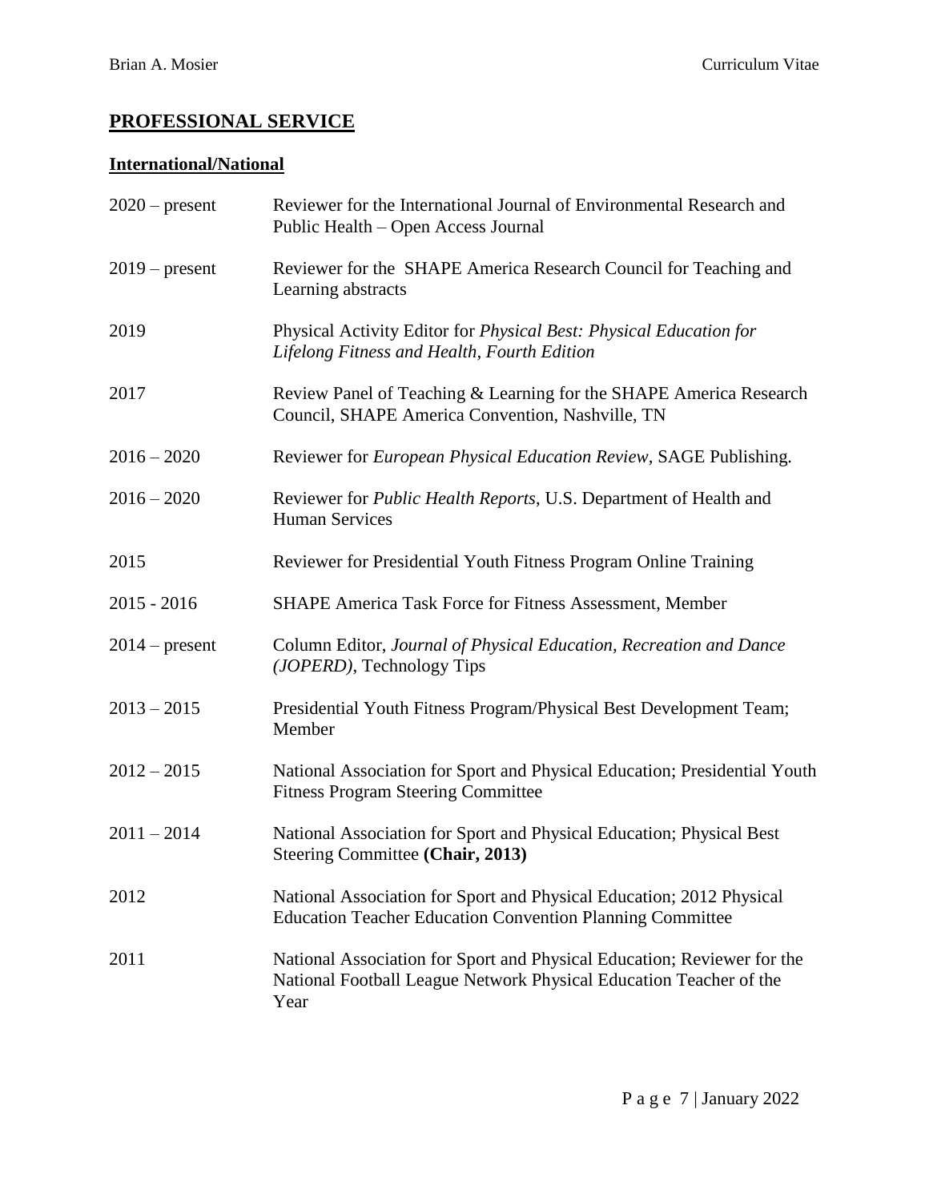## PROFESSIONAL SERVICE

### International/National

2020 – present Reviewer for the International Journal of Environmental Research and Public Health – Open Access Journal

2019 – present Reviewer for the SHAPE America Research Council for Teaching and Learning abstracts

2019 Physical Activity Editor for *Physical Best: Physical Education for Lifelong Fitness and Health, Fourth Edition*

2017 Review Panel of Teaching & Learning for the SHAPE America Research Council, SHAPE America Convention, Nashville, TN

2016 – 2020 Reviewer for *European Physical Education Review,* SAGE Publishing.

2016 – 2020 Reviewer for *Public Health Reports*, U.S. Department of Health and Human Services

2015 Reviewer for Presidential Youth Fitness Program Online Training

2015 - 2016 SHAPE America Task Force for Fitness Assessment, Member

2014 – present Column Editor, *Journal of Physical Education, Recreation and Dance (JOPERD)*, Technology Tips

2013 – 2015 Presidential Youth Fitness Program/Physical Best Development Team; Member

2012 – 2015 National Association for Sport and Physical Education; Presidential Youth Fitness Program Steering Committee

2011 – 2014 National Association for Sport and Physical Education; Physical Best Steering Committee **(Chair, 2013)**

2012 National Association for Sport and Physical Education; 2012 Physical Education Teacher Education Convention Planning Committee

2011 National Association for Sport and Physical Education; Reviewer for the National Football League Network Physical Education Teacher of the Year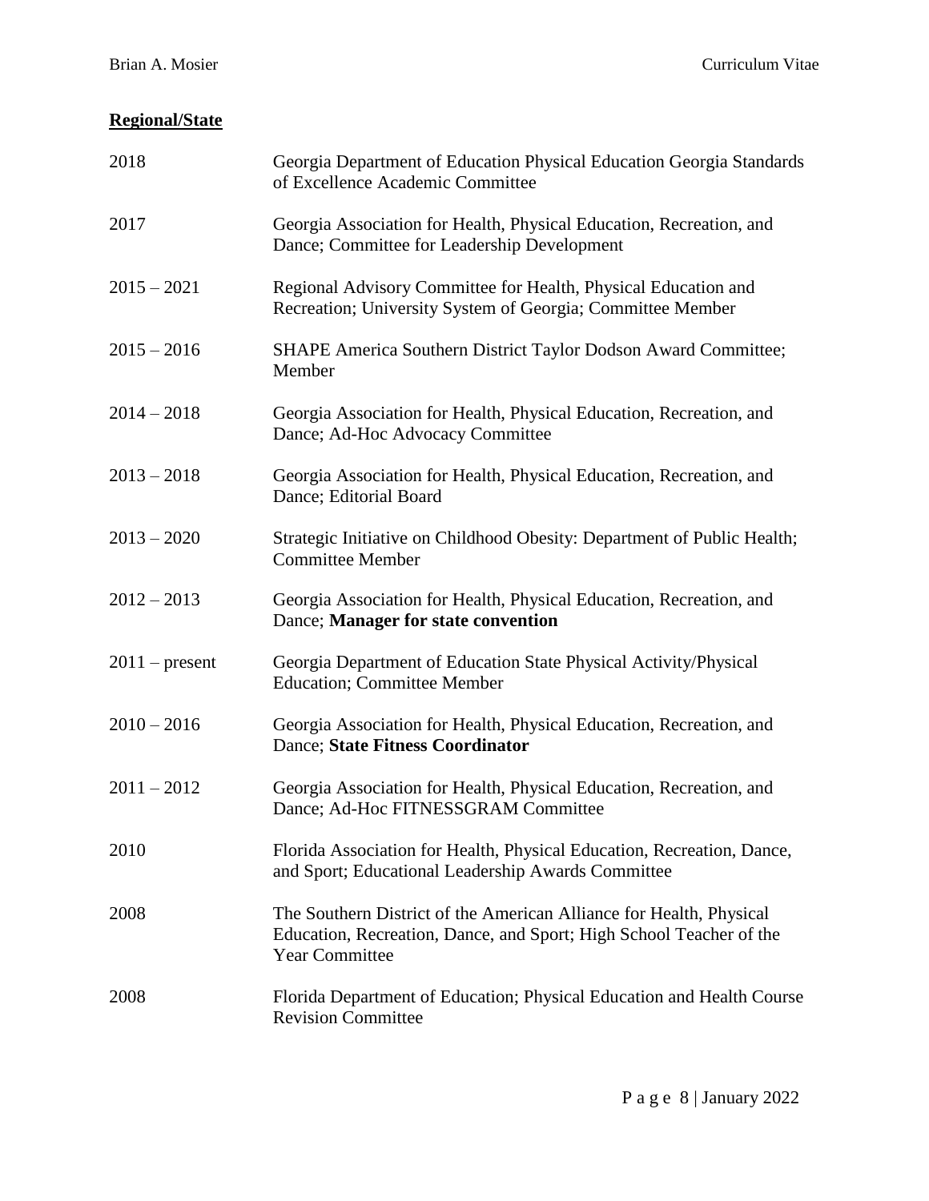**Regional/State**

| | |
|---|---|
| 2018 | Georgia Department of Education Physical Education Georgia Standards of Excellence Academic Committee |
| 2017 | Georgia Association for Health, Physical Education, Recreation, and Dance; Committee for Leadership Development |
| 2015 – 2021 | Regional Advisory Committee for Health, Physical Education and Recreation; University System of Georgia; Committee Member |
| 2015 – 2016 | SHAPE America Southern District Taylor Dodson Award Committee; Member |
| 2014 – 2018 | Georgia Association for Health, Physical Education, Recreation, and Dance; Ad-Hoc Advocacy Committee |
| 2013 – 2018 | Georgia Association for Health, Physical Education, Recreation, and Dance; Editorial Board |
| 2013 – 2020 | Strategic Initiative on Childhood Obesity: Department of Public Health; Committee Member |
| 2012 – 2013 | Georgia Association for Health, Physical Education, Recreation, and Dance; **Manager for state convention** |
| 2011 – present | Georgia Department of Education State Physical Activity/Physical Education; Committee Member |
| 2010 – 2016 | Georgia Association for Health, Physical Education, Recreation, and Dance; **State Fitness Coordinator** |
| 2011 – 2012 | Georgia Association for Health, Physical Education, Recreation, and Dance; Ad-Hoc FITNESSGRAM Committee |
| 2010 | Florida Association for Health, Physical Education, Recreation, Dance, and Sport; Educational Leadership Awards Committee |
| 2008 | The Southern District of the American Alliance for Health, Physical Education, Recreation, Dance, and Sport; High School Teacher of the Year Committee |
| 2008 | Florida Department of Education; Physical Education and Health Course Revision Committee |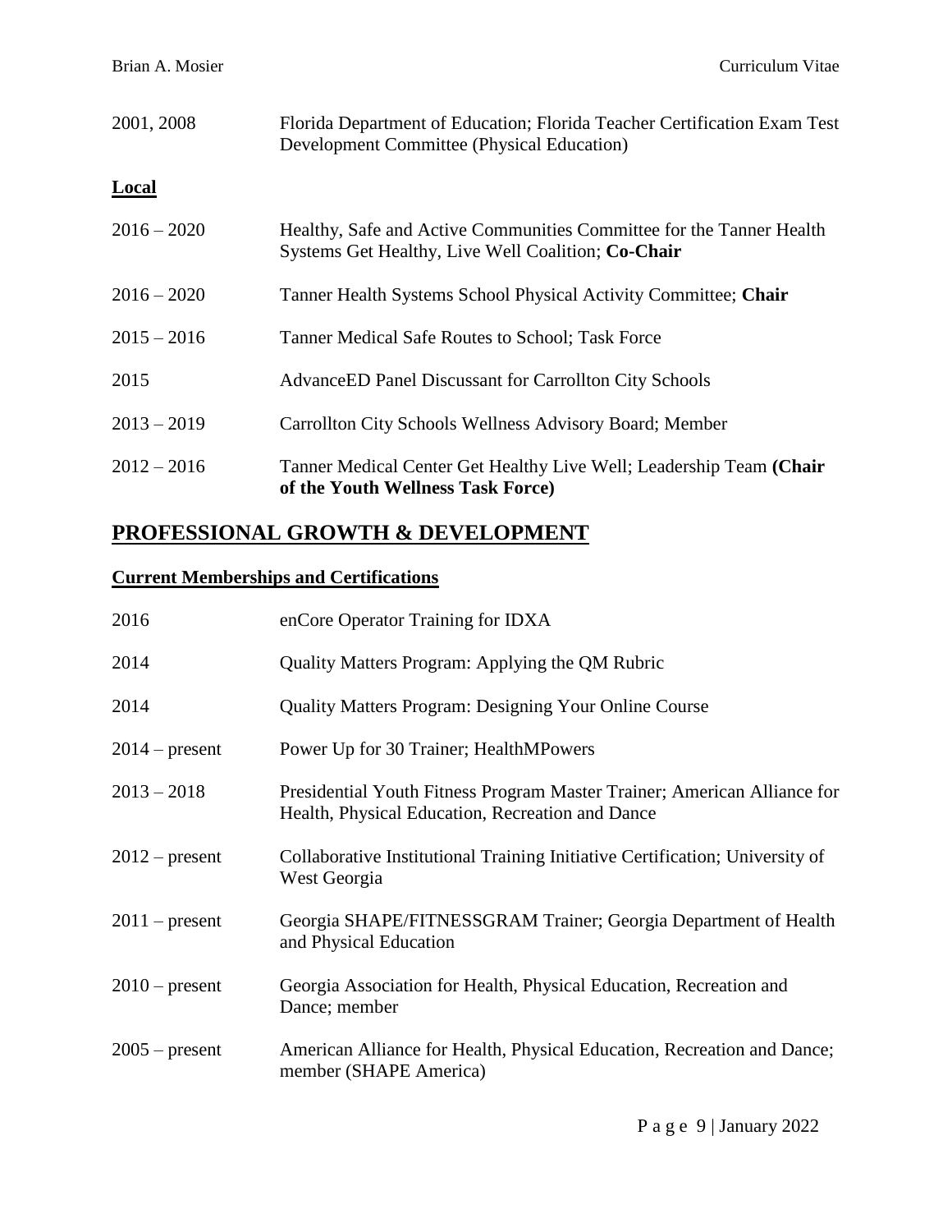| | |
|---|---|
| 2001, 2008 | Florida Department of Education; Florida Teacher Certification Exam Test Development Committee (Physical Education) |

**Local**

| | |
|---|---|
| 2016 – 2020 | Healthy, Safe and Active Communities Committee for the Tanner Health Systems Get Healthy, Live Well Coalition; **Co-Chair** |
| 2016 – 2020 | Tanner Health Systems School Physical Activity Committee; **Chair** |
| 2015 – 2016 | Tanner Medical Safe Routes to School; Task Force |
| 2015 | AdvanceED Panel Discussant for Carrollton City Schools |
| 2013 – 2019 | Carrollton City Schools Wellness Advisory Board; Member |
| 2012 – 2016 | Tanner Medical Center Get Healthy Live Well; Leadership Team **(Chair of the Youth Wellness Task Force)** |

## PROFESSIONAL GROWTH & DEVELOPMENT

### Current Memberships and Certifications

| | |
|---|---|
| 2016 | enCore Operator Training for IDXA |
| 2014 | Quality Matters Program: Applying the QM Rubric |
| 2014 | Quality Matters Program: Designing Your Online Course |
| 2014 – present | Power Up for 30 Trainer; HealthMPowers |
| 2013 – 2018 | Presidential Youth Fitness Program Master Trainer; American Alliance for Health, Physical Education, Recreation and Dance |
| 2012 – present | Collaborative Institutional Training Initiative Certification; University of West Georgia |
| 2011 – present | Georgia SHAPE/FITNESSGRAM Trainer; Georgia Department of Health and Physical Education |
| 2010 – present | Georgia Association for Health, Physical Education, Recreation and Dance; member |
| 2005 – present | American Alliance for Health, Physical Education, Recreation and Dance; member (SHAPE America) |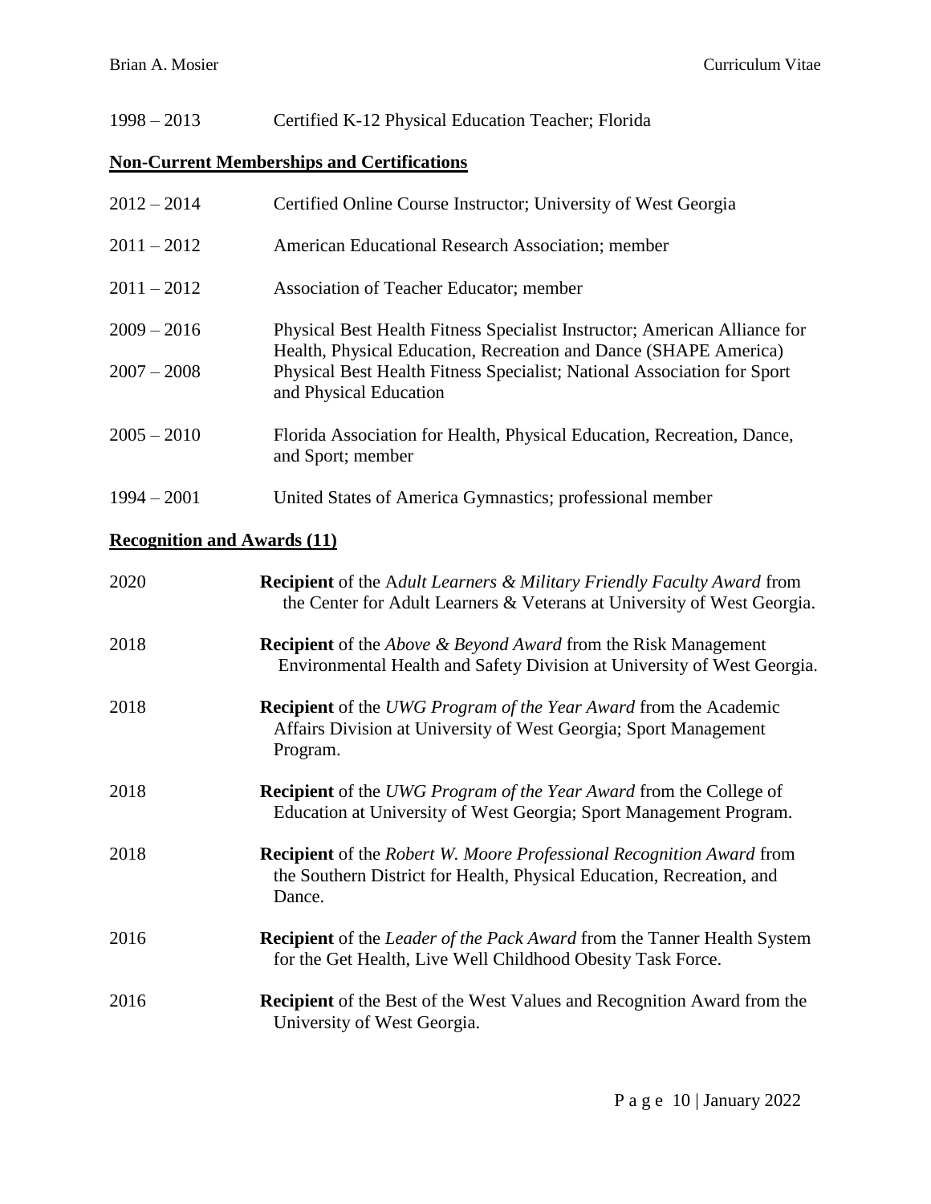1998 – 2013 Certified K-12 Physical Education Teacher; Florida

## Non-Current Memberships and Certifications

2012 – 2014 Certified Online Course Instructor; University of West Georgia

2011 – 2012 American Educational Research Association; member

2011 – 2012 Association of Teacher Educator; member

2009 – 2016 Physical Best Health Fitness Specialist Instructor; American Alliance for Health, Physical Education, Recreation and Dance (SHAPE America)

2007 – 2008 Physical Best Health Fitness Specialist; National Association for Sport and Physical Education

2005 – 2010 Florida Association for Health, Physical Education, Recreation, Dance, and Sport; member

1994 – 2001 United States of America Gymnastics; professional member

## Recognition and Awards (11)

2020 **Recipient** of the A*dult Learners & Military Friendly Faculty Award* from the Center for Adult Learners & Veterans at University of West Georgia.

2018 **Recipient** of the *Above & Beyond Award* from the Risk Management Environmental Health and Safety Division at University of West Georgia.

2018 **Recipient** of the *UWG Program of the Year Award* from the Academic Affairs Division at University of West Georgia; Sport Management Program.

2018 **Recipient** of the *UWG Program of the Year Award* from the College of Education at University of West Georgia; Sport Management Program.

2018 **Recipient** of the *Robert W. Moore Professional Recognition Award* from the Southern District for Health, Physical Education, Recreation, and Dance.

2016 **Recipient** of the *Leader of the Pack Award* from the Tanner Health System for the Get Health, Live Well Childhood Obesity Task Force.

2016 **Recipient** of the Best of the West Values and Recognition Award from the University of West Georgia.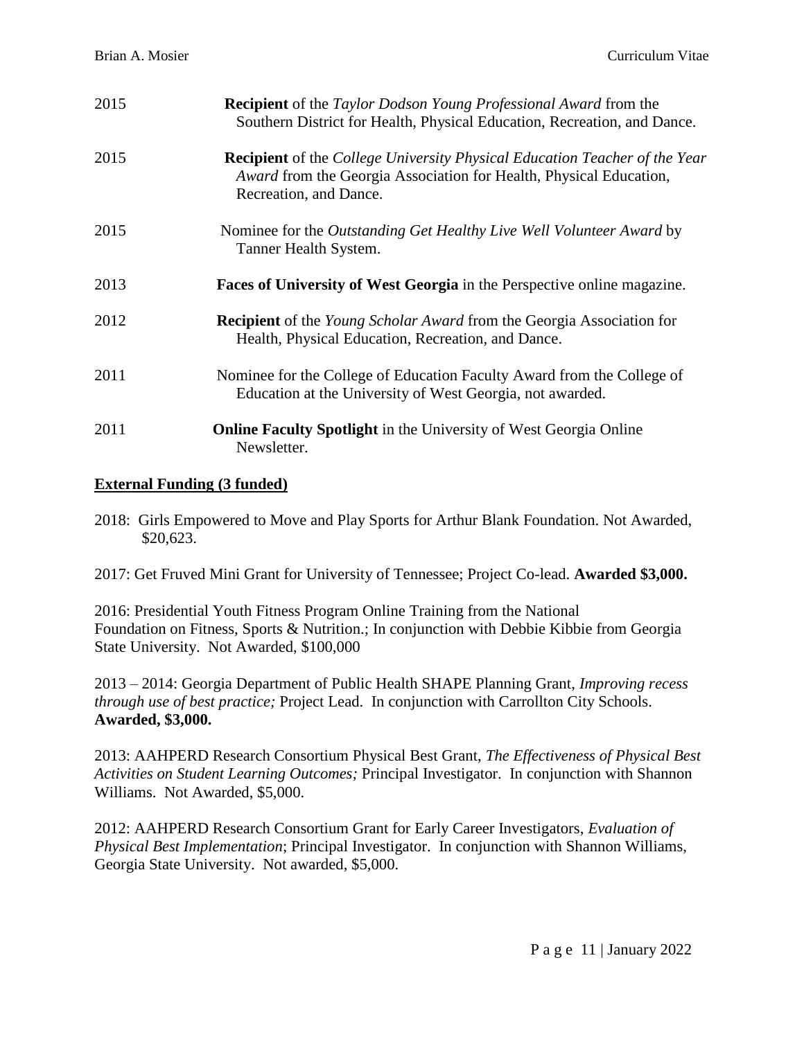2015 **Recipient** of the *Taylor Dodson Young Professional Award* from the Southern District for Health, Physical Education, Recreation, and Dance.

2015 **Recipient** of the *College University Physical Education Teacher of the Year Award* from the Georgia Association for Health, Physical Education, Recreation, and Dance.

2015 Nominee for the *Outstanding Get Healthy Live Well Volunteer Award* by Tanner Health System.

2013 **Faces of University of West Georgia** in the Perspective online magazine.

2012 **Recipient** of the *Young Scholar Award* from the Georgia Association for Health, Physical Education, Recreation, and Dance.

2011 Nominee for the College of Education Faculty Award from the College of Education at the University of West Georgia, not awarded.

2011 **Online Faculty Spotlight** in the University of West Georgia Online Newsletter.

## External Funding (3 funded)

2018: Girls Empowered to Move and Play Sports for Arthur Blank Foundation. Not Awarded, $20,623.

2017: Get Fruved Mini Grant for University of Tennessee; Project Co-lead. **Awarded $3,000.**

2016: Presidential Youth Fitness Program Online Training from the National Foundation on Fitness, Sports & Nutrition.; In conjunction with Debbie Kibbie from Georgia State University. Not Awarded, $100,000

2013 – 2014: Georgia Department of Public Health SHAPE Planning Grant, *Improving recess through use of best practice;* Project Lead. In conjunction with Carrollton City Schools. **Awarded, $3,000.**

2013: AAHPERD Research Consortium Physical Best Grant, *The Effectiveness of Physical Best Activities on Student Learning Outcomes;* Principal Investigator. In conjunction with Shannon Williams. Not Awarded, $5,000.

2012: AAHPERD Research Consortium Grant for Early Career Investigators, *Evaluation of Physical Best Implementation*; Principal Investigator. In conjunction with Shannon Williams, Georgia State University. Not awarded, $5,000.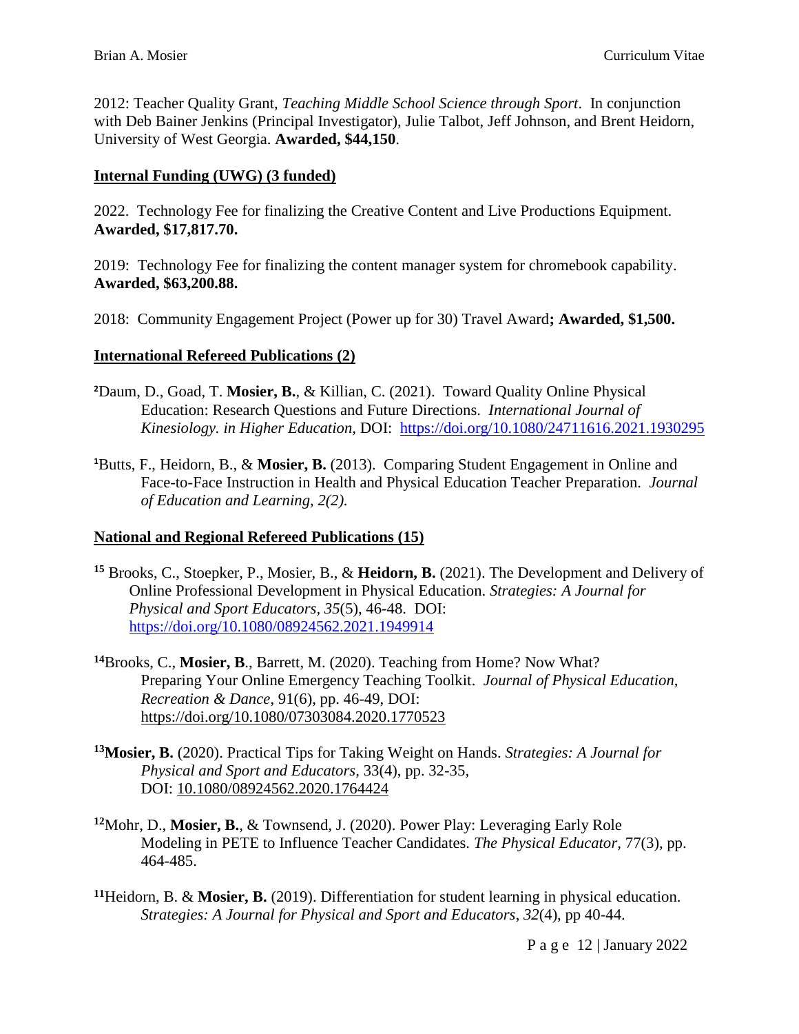2012: Teacher Quality Grant, *Teaching Middle School Science through Sport*. In conjunction with Deb Bainer Jenkins (Principal Investigator), Julie Talbot, Jeff Johnson, and Brent Heidorn, University of West Georgia. **Awarded, $44,150**.

## Internal Funding (UWG) (3 funded)

2022. Technology Fee for finalizing the Creative Content and Live Productions Equipment. **Awarded, $17,817.70.**

2019: Technology Fee for finalizing the content manager system for chromebook capability. **Awarded, $63,200.88.**

2018: Community Engagement Project (Power up for 30) Travel Award**; Awarded, $1,500.**

## International Refereed Publications (2)

[2]Daum, D., Goad, T. **Mosier, B.**, & Killian, C. (2021). Toward Quality Online Physical Education: Research Questions and Future Directions. *International Journal of Kinesiology. in Higher Education*, DOI: https://doi.org/10.1080/24711616.2021.1930295

[1]Butts, F., Heidorn, B., & **Mosier, B.** (2013). Comparing Student Engagement in Online and Face-to-Face Instruction in Health and Physical Education Teacher Preparation. *Journal of Education and Learning, 2(2).*

## National and Regional Refereed Publications (15)

[15] Brooks, C., Stoepker, P., Mosier, B., & **Heidorn, B.** (2021). The Development and Delivery of Online Professional Development in Physical Education. *Strategies: A Journal for Physical and Sport Educators*, *35*(5), 46-48. DOI: https://doi.org/10.1080/08924562.2021.1949914

[14]Brooks, C., **Mosier, B**., Barrett, M. (2020). Teaching from Home? Now What? Preparing Your Online Emergency Teaching Toolkit. *Journal of Physical Education, Recreation & Dance*, 91(6), pp. 46-49, DOI: https://doi.org/10.1080/07303084.2020.1770523

[13]**Mosier, B.** (2020). Practical Tips for Taking Weight on Hands. *Strategies: A Journal for Physical and Sport and Educators*, 33(4), pp. 32-35, DOI: 10.1080/08924562.2020.1764424

[12]Mohr, D., **Mosier, B.**, & Townsend, J. (2020). Power Play: Leveraging Early Role Modeling in PETE to Influence Teacher Candidates. *The Physical Educator*, 77(3), pp. 464-485.

[11]Heidorn, B. & **Mosier, B.** (2019). Differentiation for student learning in physical education. *Strategies: A Journal for Physical and Sport and Educators*, *32*(4), pp 40-44.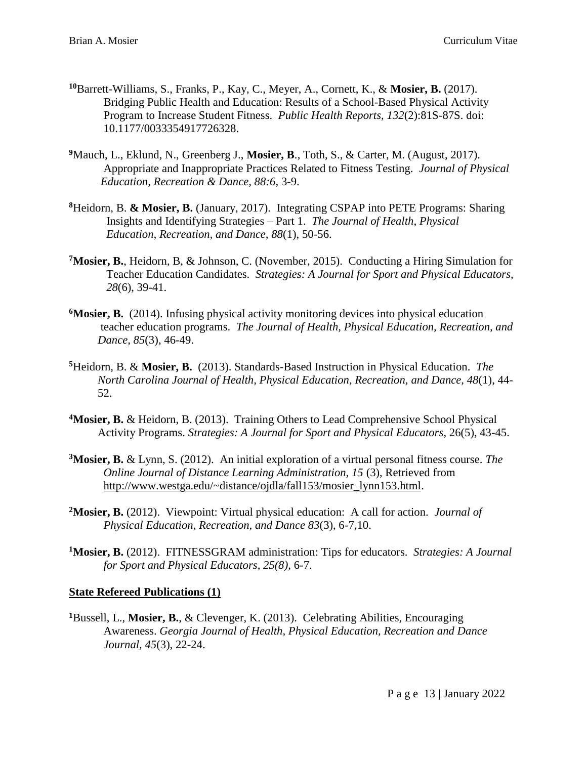[10]Barrett-Williams, S., Franks, P., Kay, C., Meyer, A., Cornett, K., & **Mosier, B.** (2017). Bridging Public Health and Education: Results of a School-Based Physical Activity Program to Increase Student Fitness. *Public Health Reports, 132*(2):81S-87S. doi: 10.1177/0033354917726328.

[9]Mauch, L., Eklund, N., Greenberg J., **Mosier, B**., Toth, S., & Carter, M. (August, 2017). Appropriate and Inappropriate Practices Related to Fitness Testing. *Journal of Physical Education, Recreation & Dance, 88:6*, 3-9.

[8]Heidorn, B. **& Mosier, B.** (January, 2017). Integrating CSPAP into PETE Programs: Sharing Insights and Identifying Strategies – Part 1. *The Journal of Health, Physical Education, Recreation, and Dance, 88*(1), 50-56.

[7]**Mosier, B.**, Heidorn, B, & Johnson, C. (November, 2015). Conducting a Hiring Simulation for Teacher Education Candidates. *Strategies: A Journal for Sport and Physical Educators, 28*(6), 39-41.

[6]**Mosier, B.** (2014). Infusing physical activity monitoring devices into physical education teacher education programs. *The Journal of Health, Physical Education, Recreation, and Dance, 85*(3), 46-49.

[5]Heidorn, B. & **Mosier, B.** (2013). Standards-Based Instruction in Physical Education. *The North Carolina Journal of Health, Physical Education, Recreation, and Dance, 48*(1), 44-52.

[4]**Mosier, B.** & Heidorn, B. (2013). Training Others to Lead Comprehensive School Physical Activity Programs. *Strategies: A Journal for Sport and Physical Educators*, 26(5), 43-45.

[3]**Mosier, B.** & Lynn, S. (2012). An initial exploration of a virtual personal fitness course. *The Online Journal of Distance Learning Administration, 15* (3), Retrieved from http://www.westga.edu/~distance/ojdla/fall153/mosier_lynn153.html.

[2]**Mosier, B.** (2012). Viewpoint: Virtual physical education: A call for action. *Journal of Physical Education, Recreation, and Dance 83*(3), 6-7,10.

[1]**Mosier, B.** (2012). FITNESSGRAM administration: Tips for educators. *Strategies: A Journal for Sport and Physical Educators, 25(8),* 6-7.

## State Refereed Publications (1)

[1]Bussell, L., **Mosier, B.**, & Clevenger, K. (2013). Celebrating Abilities, Encouraging Awareness. *Georgia Journal of Health, Physical Education, Recreation and Dance Journal, 45*(3), 22-24.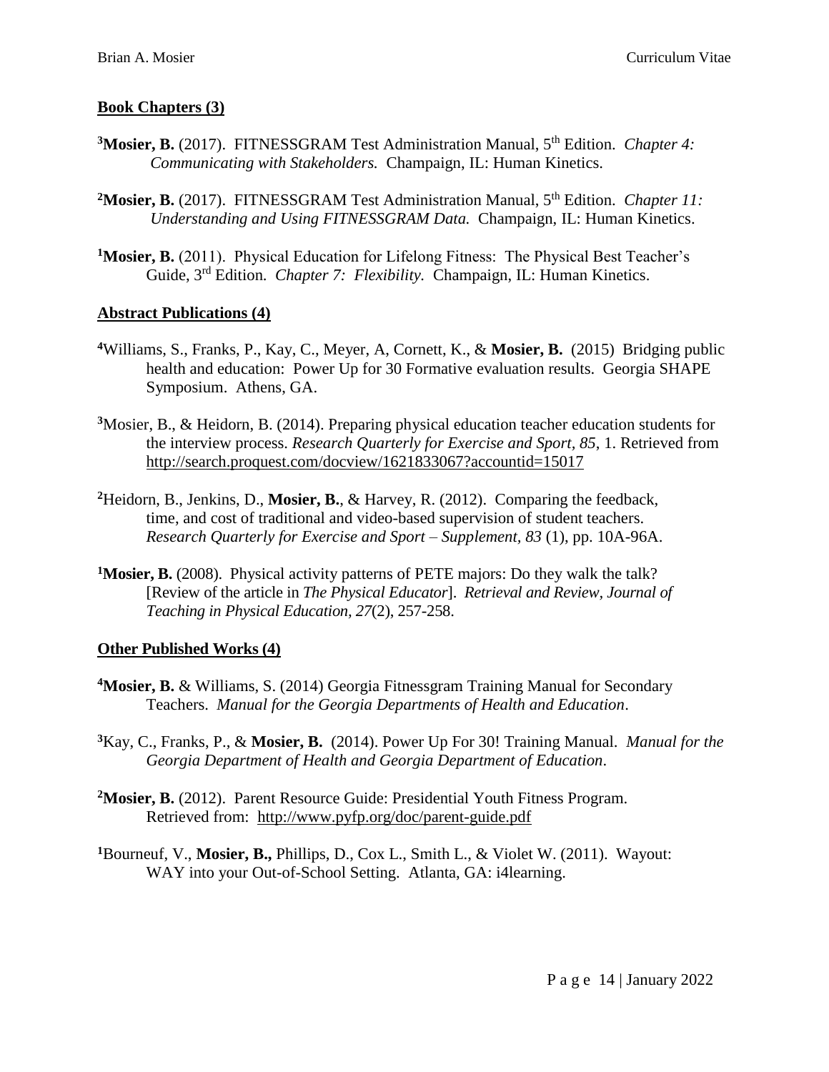## Book Chapters (3)

[3]**Mosier, B.** (2017). FITNESSGRAM Test Administration Manual, 5th Edition. *Chapter 4: Communicating with Stakeholders.* Champaign, IL: Human Kinetics.

[2]**Mosier, B.** (2017). FITNESSGRAM Test Administration Manual, 5th Edition. *Chapter 11: Understanding and Using FITNESSGRAM Data.* Champaign, IL: Human Kinetics.

[1]**Mosier, B.** (2011). Physical Education for Lifelong Fitness: The Physical Best Teacher's Guide, 3rd Edition. *Chapter 7: Flexibility.* Champaign, IL: Human Kinetics.

## Abstract Publications (4)

[4]Williams, S., Franks, P., Kay, C., Meyer, A, Cornett, K., & **Mosier, B.** (2015) Bridging public health and education: Power Up for 30 Formative evaluation results. Georgia SHAPE Symposium. Athens, GA.

[3]Mosier, B., & Heidorn, B. (2014). Preparing physical education teacher education students for the interview process. *Research Quarterly for Exercise and Sport, 85*, 1. Retrieved from http://search.proquest.com/docview/1621833067?accountid=15017

[2]Heidorn, B., Jenkins, D., **Mosier, B.**, & Harvey, R. (2012). Comparing the feedback, time, and cost of traditional and video-based supervision of student teachers. *Research Quarterly for Exercise and Sport – Supplement, 83* (1), pp. 10A-96A.

[1]**Mosier, B.** (2008). Physical activity patterns of PETE majors: Do they walk the talk? [Review of the article in *The Physical Educator*]. *Retrieval and Review, Journal of Teaching in Physical Education, 27*(2), 257-258.

## Other Published Works (4)

[4]**Mosier, B.** & Williams, S. (2014) Georgia Fitnessgram Training Manual for Secondary Teachers. *Manual for the Georgia Departments of Health and Education*.

[3]Kay, C., Franks, P., & **Mosier, B.** (2014). Power Up For 30! Training Manual. *Manual for the Georgia Department of Health and Georgia Department of Education*.

[2]**Mosier, B.** (2012). Parent Resource Guide: Presidential Youth Fitness Program. Retrieved from: http://www.pyfp.org/doc/parent-guide.pdf

[1]Bourneuf, V., **Mosier, B.,** Phillips, D., Cox L., Smith L., & Violet W. (2011). Wayout: WAY into your Out-of-School Setting. Atlanta, GA: i4learning.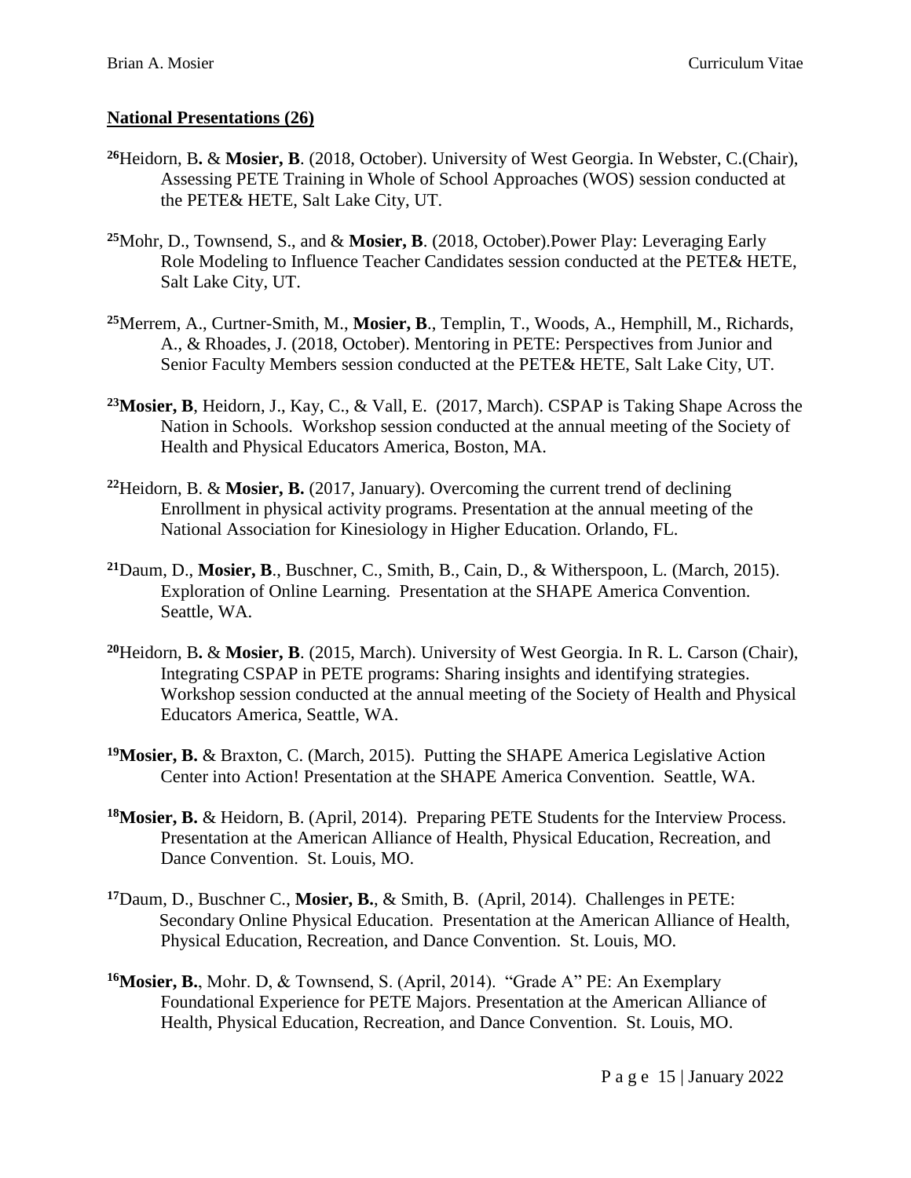**National Presentations (26)**

[26]Heidorn, B**.** & **Mosier, B**. (2018, October). University of West Georgia. In Webster, C.(Chair), Assessing PETE Training in Whole of School Approaches (WOS) session conducted at the PETE& HETE, Salt Lake City, UT.

[25]Mohr, D., Townsend, S., and & **Mosier, B**. (2018, October).Power Play: Leveraging Early Role Modeling to Influence Teacher Candidates session conducted at the PETE& HETE, Salt Lake City, UT.

[25]Merrem, A., Curtner-Smith, M., **Mosier, B**., Templin, T., Woods, A., Hemphill, M., Richards, A., & Rhoades, J. (2018, October). Mentoring in PETE: Perspectives from Junior and Senior Faculty Members session conducted at the PETE& HETE, Salt Lake City, UT.

[23]**Mosier, B**, Heidorn, J., Kay, C., & Vall, E. (2017, March). CSPAP is Taking Shape Across the Nation in Schools. Workshop session conducted at the annual meeting of the Society of Health and Physical Educators America, Boston, MA.

[22]Heidorn, B. & **Mosier, B.** (2017, January). Overcoming the current trend of declining Enrollment in physical activity programs. Presentation at the annual meeting of the National Association for Kinesiology in Higher Education. Orlando, FL.

[21]Daum, D., **Mosier, B**., Buschner, C., Smith, B., Cain, D., & Witherspoon, L. (March, 2015). Exploration of Online Learning. Presentation at the SHAPE America Convention. Seattle, WA.

[20]Heidorn, B**.** & **Mosier, B**. (2015, March). University of West Georgia. In R. L. Carson (Chair), Integrating CSPAP in PETE programs: Sharing insights and identifying strategies. Workshop session conducted at the annual meeting of the Society of Health and Physical Educators America, Seattle, WA.

[19]**Mosier, B.** & Braxton, C. (March, 2015). Putting the SHAPE America Legislative Action Center into Action! Presentation at the SHAPE America Convention. Seattle, WA.

[18]**Mosier, B.** & Heidorn, B. (April, 2014). Preparing PETE Students for the Interview Process. Presentation at the American Alliance of Health, Physical Education, Recreation, and Dance Convention. St. Louis, MO.

[17]Daum, D., Buschner C., **Mosier, B.**, & Smith, B. (April, 2014). Challenges in PETE: Secondary Online Physical Education. Presentation at the American Alliance of Health, Physical Education, Recreation, and Dance Convention. St. Louis, MO.

[16]**Mosier, B.**, Mohr. D, & Townsend, S. (April, 2014). "Grade A" PE: An Exemplary Foundational Experience for PETE Majors. Presentation at the American Alliance of Health, Physical Education, Recreation, and Dance Convention. St. Louis, MO.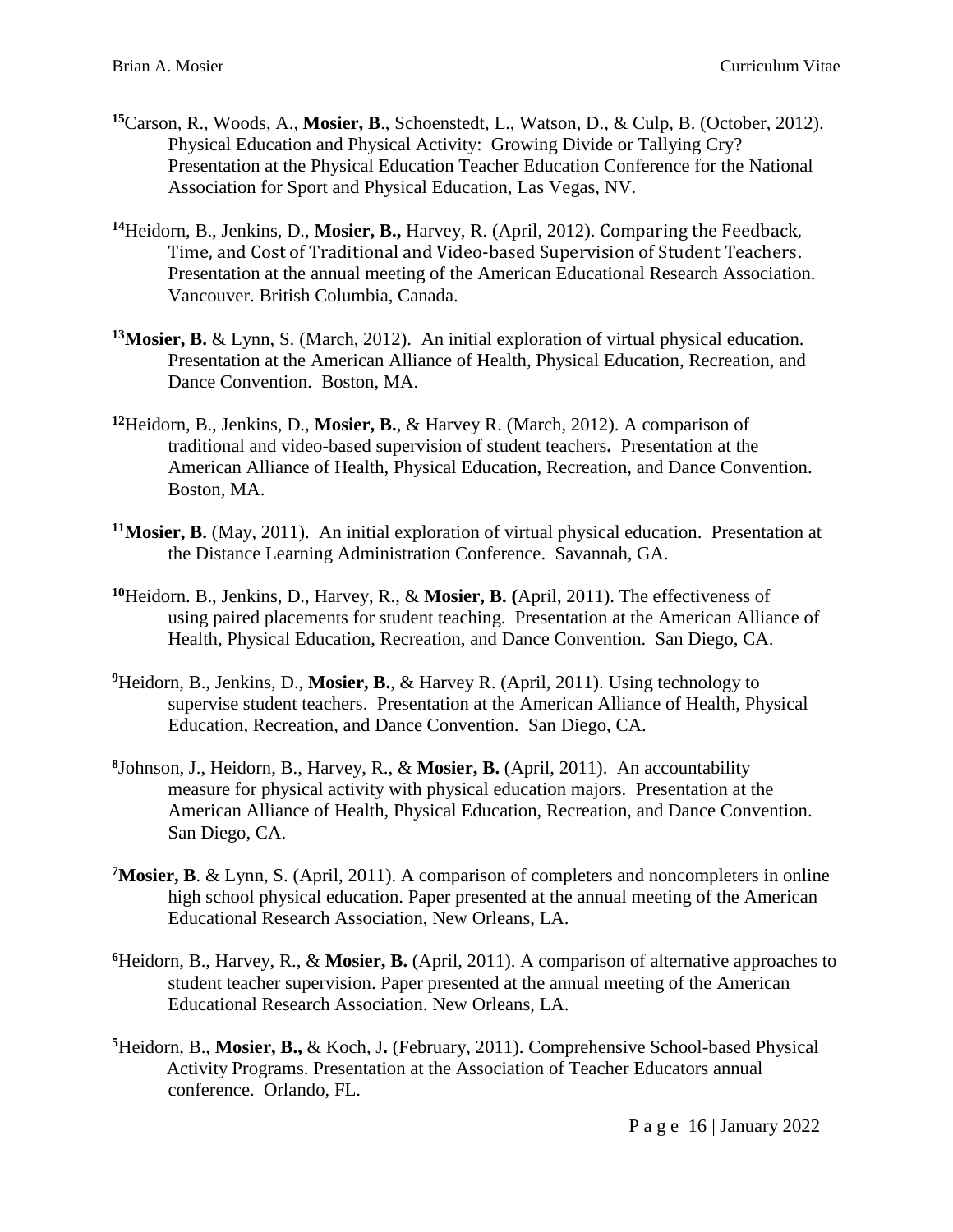[15]Carson, R., Woods, A., **Mosier, B**., Schoenstedt, L., Watson, D., & Culp, B. (October, 2012). Physical Education and Physical Activity: Growing Divide or Tallying Cry? Presentation at the Physical Education Teacher Education Conference for the National Association for Sport and Physical Education, Las Vegas, NV.

[14]Heidorn, B., Jenkins, D., **Mosier, B.,** Harvey, R. (April, 2012). Comparing the Feedback, Time, and Cost of Traditional and Video-based Supervision of Student Teachers. Presentation at the annual meeting of the American Educational Research Association. Vancouver. British Columbia, Canada.

[13]**Mosier, B.** & Lynn, S. (March, 2012). An initial exploration of virtual physical education. Presentation at the American Alliance of Health, Physical Education, Recreation, and Dance Convention. Boston, MA.

[12]Heidorn, B., Jenkins, D., **Mosier, B.**, & Harvey R. (March, 2012). A comparison of traditional and video-based supervision of student teachers**.** Presentation at the American Alliance of Health, Physical Education, Recreation, and Dance Convention. Boston, MA.

[11]**Mosier, B.** (May, 2011). An initial exploration of virtual physical education. Presentation at the Distance Learning Administration Conference. Savannah, GA.

[10]Heidorn. B., Jenkins, D., Harvey, R., & **Mosier, B. (**April, 2011). The effectiveness of using paired placements for student teaching. Presentation at the American Alliance of Health, Physical Education, Recreation, and Dance Convention. San Diego, CA.

[9]Heidorn, B., Jenkins, D., **Mosier, B.**, & Harvey R. (April, 2011). Using technology to supervise student teachers. Presentation at the American Alliance of Health, Physical Education, Recreation, and Dance Convention. San Diego, CA.

[8]Johnson, J., Heidorn, B., Harvey, R., & **Mosier, B.** (April, 2011). An accountability measure for physical activity with physical education majors. Presentation at the American Alliance of Health, Physical Education, Recreation, and Dance Convention. San Diego, CA.

[7]**Mosier, B**. & Lynn, S. (April, 2011). A comparison of completers and noncompleters in online high school physical education. Paper presented at the annual meeting of the American Educational Research Association, New Orleans, LA.

[6]Heidorn, B., Harvey, R., & **Mosier, B.** (April, 2011). A comparison of alternative approaches to student teacher supervision. Paper presented at the annual meeting of the American Educational Research Association. New Orleans, LA.

[5]Heidorn, B., **Mosier, B.,** & Koch, J**.** (February, 2011). Comprehensive School-based Physical Activity Programs. Presentation at the Association of Teacher Educators annual conference. Orlando, FL.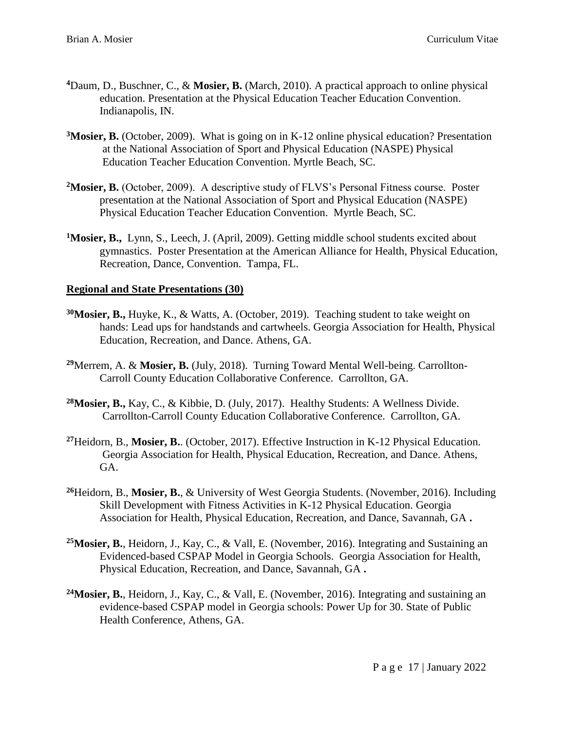[4]Daum, D., Buschner, C., & **Mosier, B.** (March, 2010). A practical approach to online physical education. Presentation at the Physical Education Teacher Education Convention. Indianapolis, IN.

[3]**Mosier, B.** (October, 2009). What is going on in K-12 online physical education? Presentation at the National Association of Sport and Physical Education (NASPE) Physical Education Teacher Education Convention. Myrtle Beach, SC.

[2]**Mosier, B.** (October, 2009). A descriptive study of FLVS's Personal Fitness course. Poster presentation at the National Association of Sport and Physical Education (NASPE) Physical Education Teacher Education Convention. Myrtle Beach, SC.

[1]**Mosier, B.,** Lynn, S., Leech, J. (April, 2009). Getting middle school students excited about gymnastics. Poster Presentation at the American Alliance for Health, Physical Education, Recreation, Dance, Convention. Tampa, FL.

## Regional and State Presentations (30)

[30]**Mosier, B.,** Huyke, K., & Watts, A. (October, 2019). Teaching student to take weight on hands: Lead ups for handstands and cartwheels. Georgia Association for Health, Physical Education, Recreation, and Dance. Athens, GA.

[29]Merrem, A. & **Mosier, B.** (July, 2018). Turning Toward Mental Well-being. Carrollton-Carroll County Education Collaborative Conference. Carrollton, GA.

[28]**Mosier, B.,** Kay, C., & Kibbie, D. (July, 2017). Healthy Students: A Wellness Divide. Carrollton-Carroll County Education Collaborative Conference. Carrollton, GA.

[27]Heidorn, B., **Mosier, B.**. (October, 2017). Effective Instruction in K-12 Physical Education. Georgia Association for Health, Physical Education, Recreation, and Dance. Athens, GA.

[26]Heidorn, B., **Mosier, B.**, & University of West Georgia Students. (November, 2016). Including Skill Development with Fitness Activities in K-12 Physical Education. Georgia Association for Health, Physical Education, Recreation, and Dance, Savannah, GA **.**

[25]**Mosier, B.**, Heidorn, J., Kay, C., & Vall, E. (November, 2016). Integrating and Sustaining an Evidenced-based CSPAP Model in Georgia Schools. Georgia Association for Health, Physical Education, Recreation, and Dance, Savannah, GA **.**

[24]**Mosier, B.**, Heidorn, J., Kay, C., & Vall, E. (November, 2016). Integrating and sustaining an evidence-based CSPAP model in Georgia schools: Power Up for 30. State of Public Health Conference, Athens, GA.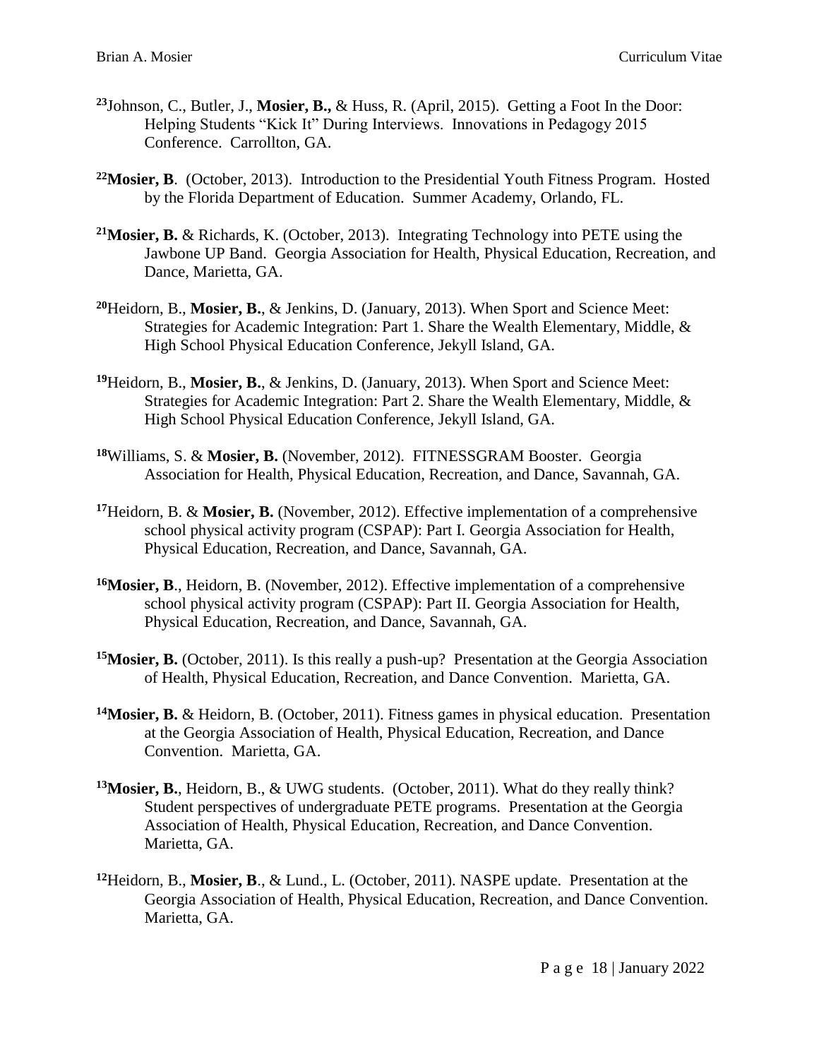[23]Johnson, C., Butler, J., **Mosier, B.,** & Huss, R. (April, 2015). Getting a Foot In the Door: Helping Students "Kick It" During Interviews. Innovations in Pedagogy 2015 Conference. Carrollton, GA.

[22]**Mosier, B**. (October, 2013). Introduction to the Presidential Youth Fitness Program. Hosted by the Florida Department of Education. Summer Academy, Orlando, FL.

[21]**Mosier, B.** & Richards, K. (October, 2013). Integrating Technology into PETE using the Jawbone UP Band. Georgia Association for Health, Physical Education, Recreation, and Dance, Marietta, GA.

[20]Heidorn, B., **Mosier, B.**, & Jenkins, D. (January, 2013). When Sport and Science Meet: Strategies for Academic Integration: Part 1. Share the Wealth Elementary, Middle, & High School Physical Education Conference, Jekyll Island, GA.

[19]Heidorn, B., **Mosier, B.**, & Jenkins, D. (January, 2013). When Sport and Science Meet: Strategies for Academic Integration: Part 2. Share the Wealth Elementary, Middle, & High School Physical Education Conference, Jekyll Island, GA.

[18]Williams, S. & **Mosier, B.** (November, 2012). FITNESSGRAM Booster. Georgia Association for Health, Physical Education, Recreation, and Dance, Savannah, GA.

[17]Heidorn, B. & **Mosier, B.** (November, 2012). Effective implementation of a comprehensive school physical activity program (CSPAP): Part I. Georgia Association for Health, Physical Education, Recreation, and Dance, Savannah, GA.

[16]**Mosier, B**., Heidorn, B. (November, 2012). Effective implementation of a comprehensive school physical activity program (CSPAP): Part II. Georgia Association for Health, Physical Education, Recreation, and Dance, Savannah, GA.

[15]**Mosier, B.** (October, 2011). Is this really a push-up? Presentation at the Georgia Association of Health, Physical Education, Recreation, and Dance Convention. Marietta, GA.

[14]**Mosier, B.** & Heidorn, B. (October, 2011). Fitness games in physical education. Presentation at the Georgia Association of Health, Physical Education, Recreation, and Dance Convention. Marietta, GA.

[13]**Mosier, B.**, Heidorn, B., & UWG students. (October, 2011). What do they really think? Student perspectives of undergraduate PETE programs. Presentation at the Georgia Association of Health, Physical Education, Recreation, and Dance Convention. Marietta, GA.

[12]Heidorn, B., **Mosier, B**., & Lund., L. (October, 2011). NASPE update. Presentation at the Georgia Association of Health, Physical Education, Recreation, and Dance Convention. Marietta, GA.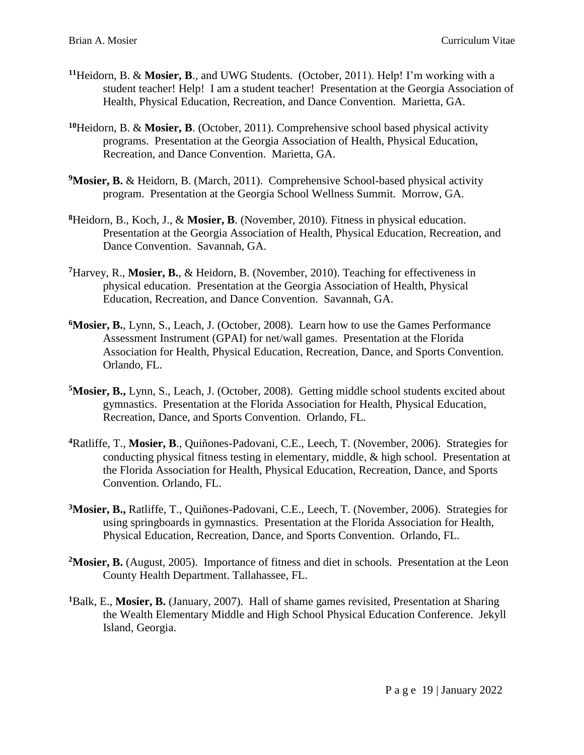[11]Heidorn, B. & **Mosier, B**., and UWG Students. (October, 2011). Help! I'm working with a student teacher! Help! I am a student teacher! Presentation at the Georgia Association of Health, Physical Education, Recreation, and Dance Convention. Marietta, GA.

[10]Heidorn, B. & **Mosier, B**. (October, 2011). Comprehensive school based physical activity programs. Presentation at the Georgia Association of Health, Physical Education, Recreation, and Dance Convention. Marietta, GA.

[9]**Mosier, B.** & Heidorn, B. (March, 2011). Comprehensive School-based physical activity program. Presentation at the Georgia School Wellness Summit. Morrow, GA.

[8]Heidorn, B., Koch, J., & **Mosier, B**. (November, 2010). Fitness in physical education. Presentation at the Georgia Association of Health, Physical Education, Recreation, and Dance Convention. Savannah, GA.

[7]Harvey, R., **Mosier, B.**, & Heidorn, B. (November, 2010). Teaching for effectiveness in physical education. Presentation at the Georgia Association of Health, Physical Education, Recreation, and Dance Convention. Savannah, GA.

[6]**Mosier, B.**, Lynn, S., Leach, J. (October, 2008). Learn how to use the Games Performance Assessment Instrument (GPAI) for net/wall games. Presentation at the Florida Association for Health, Physical Education, Recreation, Dance, and Sports Convention. Orlando, FL.

[5]**Mosier, B.,** Lynn, S., Leach, J. (October, 2008). Getting middle school students excited about gymnastics. Presentation at the Florida Association for Health, Physical Education, Recreation, Dance, and Sports Convention. Orlando, FL.

[4]Ratliffe, T., **Mosier, B**., Quiñones-Padovani, C.E., Leech, T. (November, 2006). Strategies for conducting physical fitness testing in elementary, middle, & high school. Presentation at the Florida Association for Health, Physical Education, Recreation, Dance, and Sports Convention. Orlando, FL.

[3]**Mosier, B.,** Ratliffe, T., Quiñones-Padovani, C.E., Leech, T. (November, 2006). Strategies for using springboards in gymnastics. Presentation at the Florida Association for Health, Physical Education, Recreation, Dance, and Sports Convention. Orlando, FL.

[2]**Mosier, B.** (August, 2005). Importance of fitness and diet in schools. Presentation at the Leon County Health Department. Tallahassee, FL.

[1]Balk, E., **Mosier, B.** (January, 2007). Hall of shame games revisited, Presentation at Sharing the Wealth Elementary Middle and High School Physical Education Conference. Jekyll Island, Georgia.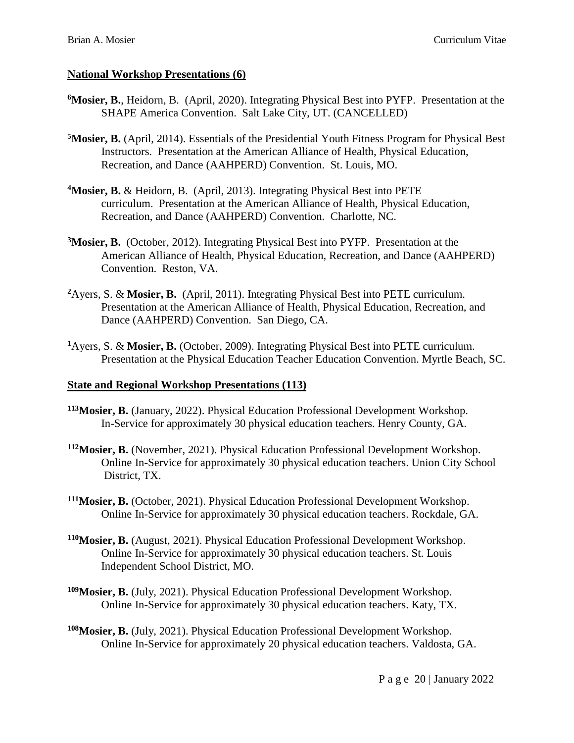**National Workshop Presentations (6)**

[6]**Mosier, B.**, Heidorn, B. (April, 2020). Integrating Physical Best into PYFP. Presentation at the SHAPE America Convention. Salt Lake City, UT. (CANCELLED)

[5]**Mosier, B.** (April, 2014). Essentials of the Presidential Youth Fitness Program for Physical Best Instructors. Presentation at the American Alliance of Health, Physical Education, Recreation, and Dance (AAHPERD) Convention. St. Louis, MO.

[4]**Mosier, B.** & Heidorn, B. (April, 2013). Integrating Physical Best into PETE curriculum. Presentation at the American Alliance of Health, Physical Education, Recreation, and Dance (AAHPERD) Convention. Charlotte, NC.

[3]**Mosier, B.** (October, 2012). Integrating Physical Best into PYFP. Presentation at the American Alliance of Health, Physical Education, Recreation, and Dance (AAHPERD) Convention. Reston, VA.

[2]Ayers, S. & **Mosier, B.** (April, 2011). Integrating Physical Best into PETE curriculum. Presentation at the American Alliance of Health, Physical Education, Recreation, and Dance (AAHPERD) Convention. San Diego, CA.

[1]Ayers, S. & **Mosier, B.** (October, 2009). Integrating Physical Best into PETE curriculum. Presentation at the Physical Education Teacher Education Convention. Myrtle Beach, SC.

**State and Regional Workshop Presentations (113)**

[113]**Mosier, B.** (January, 2022). Physical Education Professional Development Workshop. In-Service for approximately 30 physical education teachers. Henry County, GA.

[112]**Mosier, B.** (November, 2021). Physical Education Professional Development Workshop. Online In-Service for approximately 30 physical education teachers. Union City School District, TX.

[111]**Mosier, B.** (October, 2021). Physical Education Professional Development Workshop. Online In-Service for approximately 30 physical education teachers. Rockdale, GA.

[110]**Mosier, B.** (August, 2021). Physical Education Professional Development Workshop. Online In-Service for approximately 30 physical education teachers. St. Louis Independent School District, MO.

[109]**Mosier, B.** (July, 2021). Physical Education Professional Development Workshop. Online In-Service for approximately 30 physical education teachers. Katy, TX.

[108]**Mosier, B.** (July, 2021). Physical Education Professional Development Workshop. Online In-Service for approximately 20 physical education teachers. Valdosta, GA.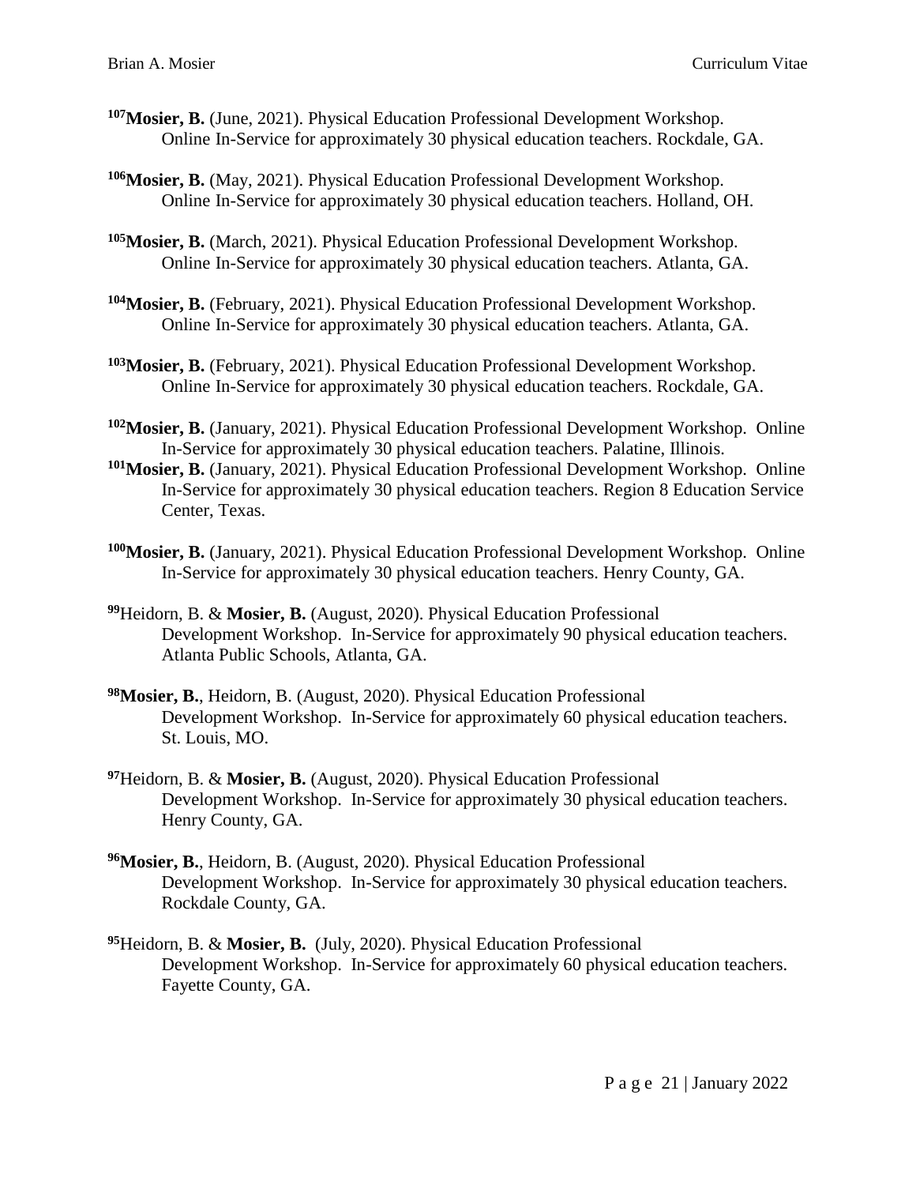[107]**Mosier, B.** (June, 2021). Physical Education Professional Development Workshop. Online In-Service for approximately 30 physical education teachers. Rockdale, GA.

[106]**Mosier, B.** (May, 2021). Physical Education Professional Development Workshop. Online In-Service for approximately 30 physical education teachers. Holland, OH.

[105]**Mosier, B.** (March, 2021). Physical Education Professional Development Workshop. Online In-Service for approximately 30 physical education teachers. Atlanta, GA.

[104]**Mosier, B.** (February, 2021). Physical Education Professional Development Workshop. Online In-Service for approximately 30 physical education teachers. Atlanta, GA.

[103]**Mosier, B.** (February, 2021). Physical Education Professional Development Workshop. Online In-Service for approximately 30 physical education teachers. Rockdale, GA.

[102]**Mosier, B.** (January, 2021). Physical Education Professional Development Workshop. Online In-Service for approximately 30 physical education teachers. Palatine, Illinois.

[101]**Mosier, B.** (January, 2021). Physical Education Professional Development Workshop. Online In-Service for approximately 30 physical education teachers. Region 8 Education Service Center, Texas.

[100]**Mosier, B.** (January, 2021). Physical Education Professional Development Workshop. Online In-Service for approximately 30 physical education teachers. Henry County, GA.

[99]Heidorn, B. & **Mosier, B.** (August, 2020). Physical Education Professional Development Workshop. In-Service for approximately 90 physical education teachers. Atlanta Public Schools, Atlanta, GA.

[98]**Mosier, B.**, Heidorn, B. (August, 2020). Physical Education Professional Development Workshop. In-Service for approximately 60 physical education teachers. St. Louis, MO.

[97]Heidorn, B. & **Mosier, B.** (August, 2020). Physical Education Professional Development Workshop. In-Service for approximately 30 physical education teachers. Henry County, GA.

[96]**Mosier, B.**, Heidorn, B. (August, 2020). Physical Education Professional Development Workshop. In-Service for approximately 30 physical education teachers. Rockdale County, GA.

[95]Heidorn, B. & **Mosier, B.** (July, 2020). Physical Education Professional Development Workshop. In-Service for approximately 60 physical education teachers. Fayette County, GA.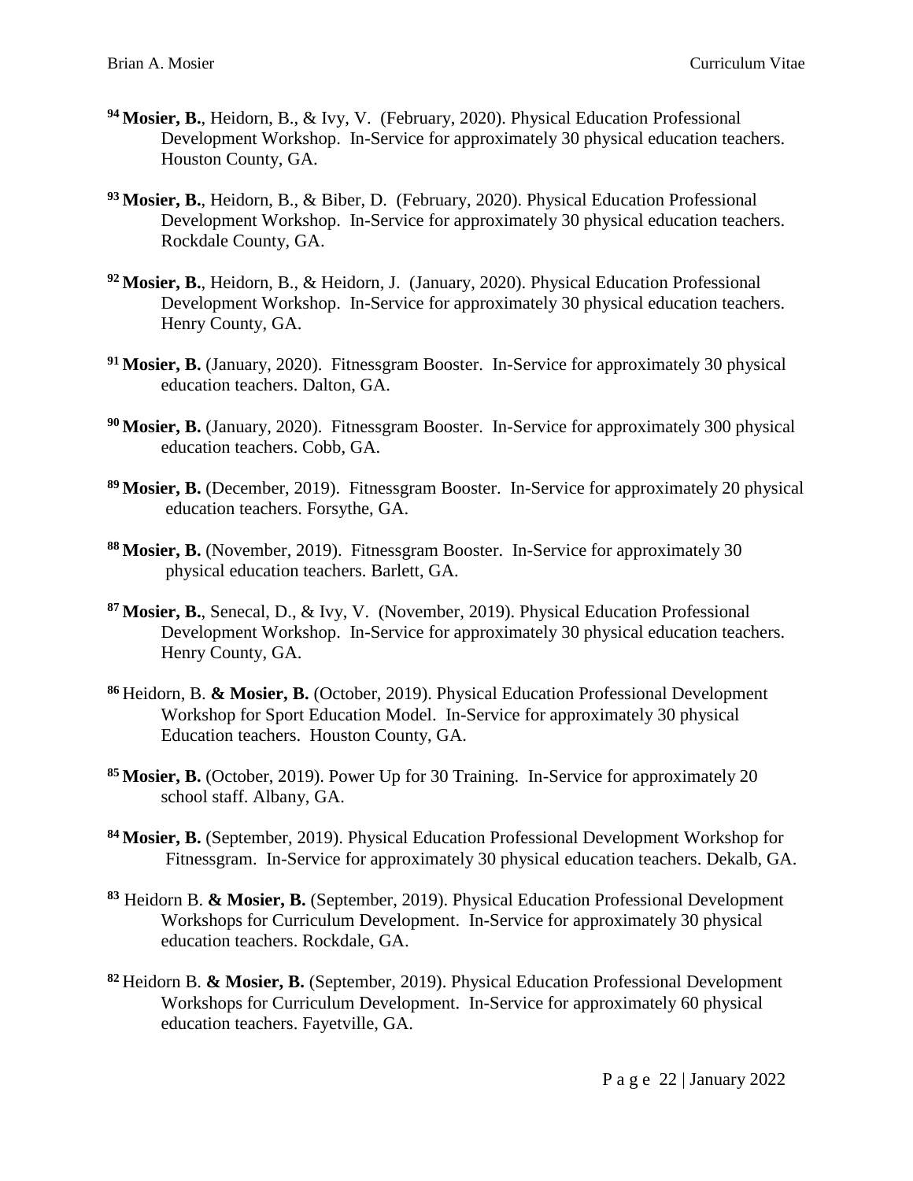[94] **Mosier, B.**, Heidorn, B., & Ivy, V. (February, 2020). Physical Education Professional Development Workshop. In-Service for approximately 30 physical education teachers. Houston County, GA.

[93] **Mosier, B.**, Heidorn, B., & Biber, D. (February, 2020). Physical Education Professional Development Workshop. In-Service for approximately 30 physical education teachers. Rockdale County, GA.

[92] **Mosier, B.**, Heidorn, B., & Heidorn, J. (January, 2020). Physical Education Professional Development Workshop. In-Service for approximately 30 physical education teachers. Henry County, GA.

[91] **Mosier, B.** (January, 2020). Fitnessgram Booster. In-Service for approximately 30 physical education teachers. Dalton, GA.

[90] **Mosier, B.** (January, 2020). Fitnessgram Booster. In-Service for approximately 300 physical education teachers. Cobb, GA.

[89] **Mosier, B.** (December, 2019). Fitnessgram Booster. In-Service for approximately 20 physical education teachers. Forsythe, GA.

[88] **Mosier, B.** (November, 2019). Fitnessgram Booster. In-Service for approximately 30 physical education teachers. Barlett, GA.

[87] **Mosier, B.**, Senecal, D., & Ivy, V. (November, 2019). Physical Education Professional Development Workshop. In-Service for approximately 30 physical education teachers. Henry County, GA.

[86] Heidorn, B. **& Mosier, B.** (October, 2019). Physical Education Professional Development Workshop for Sport Education Model. In-Service for approximately 30 physical Education teachers. Houston County, GA.

[85] **Mosier, B.** (October, 2019). Power Up for 30 Training. In-Service for approximately 20 school staff. Albany, GA.

[84] **Mosier, B.** (September, 2019). Physical Education Professional Development Workshop for Fitnessgram. In-Service for approximately 30 physical education teachers. Dekalb, GA.

[83] Heidorn B. **& Mosier, B.** (September, 2019). Physical Education Professional Development Workshops for Curriculum Development. In-Service for approximately 30 physical education teachers. Rockdale, GA.

[82] Heidorn B. **& Mosier, B.** (September, 2019). Physical Education Professional Development Workshops for Curriculum Development. In-Service for approximately 60 physical education teachers. Fayetville, GA.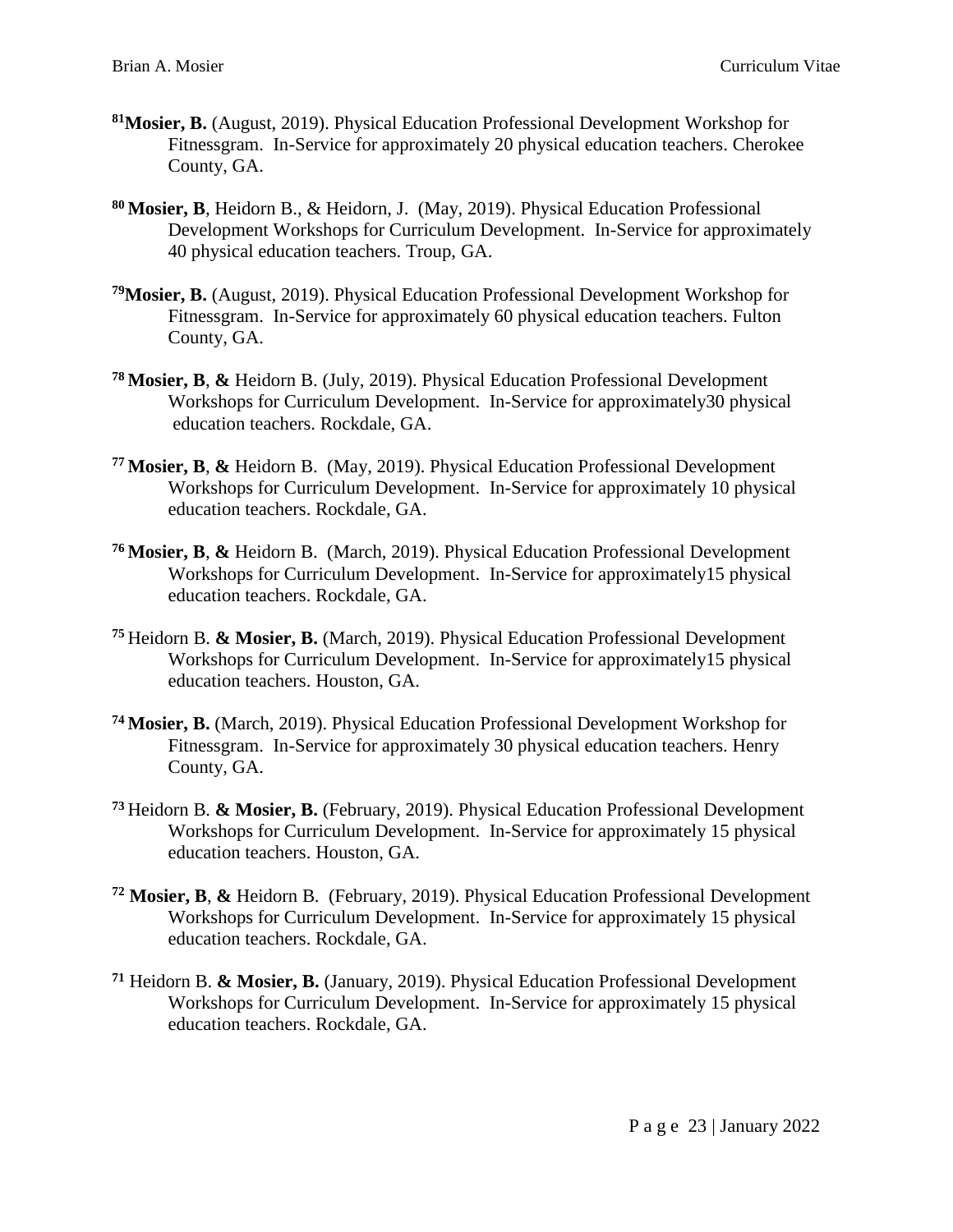[81]**Mosier, B.** (August, 2019). Physical Education Professional Development Workshop for Fitnessgram. In-Service for approximately 20 physical education teachers. Cherokee County, GA.

[80] **Mosier, B**, Heidorn B., & Heidorn, J. (May, 2019). Physical Education Professional Development Workshops for Curriculum Development. In-Service for approximately 40 physical education teachers. Troup, GA.

[79]**Mosier, B.** (August, 2019). Physical Education Professional Development Workshop for Fitnessgram. In-Service for approximately 60 physical education teachers. Fulton County, GA.

[78] **Mosier, B**, **&** Heidorn B. (July, 2019). Physical Education Professional Development Workshops for Curriculum Development. In-Service for approximately30 physical education teachers. Rockdale, GA.

[77] **Mosier, B**, **&** Heidorn B. (May, 2019). Physical Education Professional Development Workshops for Curriculum Development. In-Service for approximately 10 physical education teachers. Rockdale, GA.

[76] **Mosier, B**, **&** Heidorn B. (March, 2019). Physical Education Professional Development Workshops for Curriculum Development. In-Service for approximately15 physical education teachers. Rockdale, GA.

[75] Heidorn B. **& Mosier, B.** (March, 2019). Physical Education Professional Development Workshops for Curriculum Development. In-Service for approximately15 physical education teachers. Houston, GA.

[74] **Mosier, B.** (March, 2019). Physical Education Professional Development Workshop for Fitnessgram. In-Service for approximately 30 physical education teachers. Henry County, GA.

[73] Heidorn B. **& Mosier, B.** (February, 2019). Physical Education Professional Development Workshops for Curriculum Development. In-Service for approximately 15 physical education teachers. Houston, GA.

[72] **Mosier, B**, **&** Heidorn B. (February, 2019). Physical Education Professional Development Workshops for Curriculum Development. In-Service for approximately 15 physical education teachers. Rockdale, GA.

[71] Heidorn B. **& Mosier, B.** (January, 2019). Physical Education Professional Development Workshops for Curriculum Development. In-Service for approximately 15 physical education teachers. Rockdale, GA.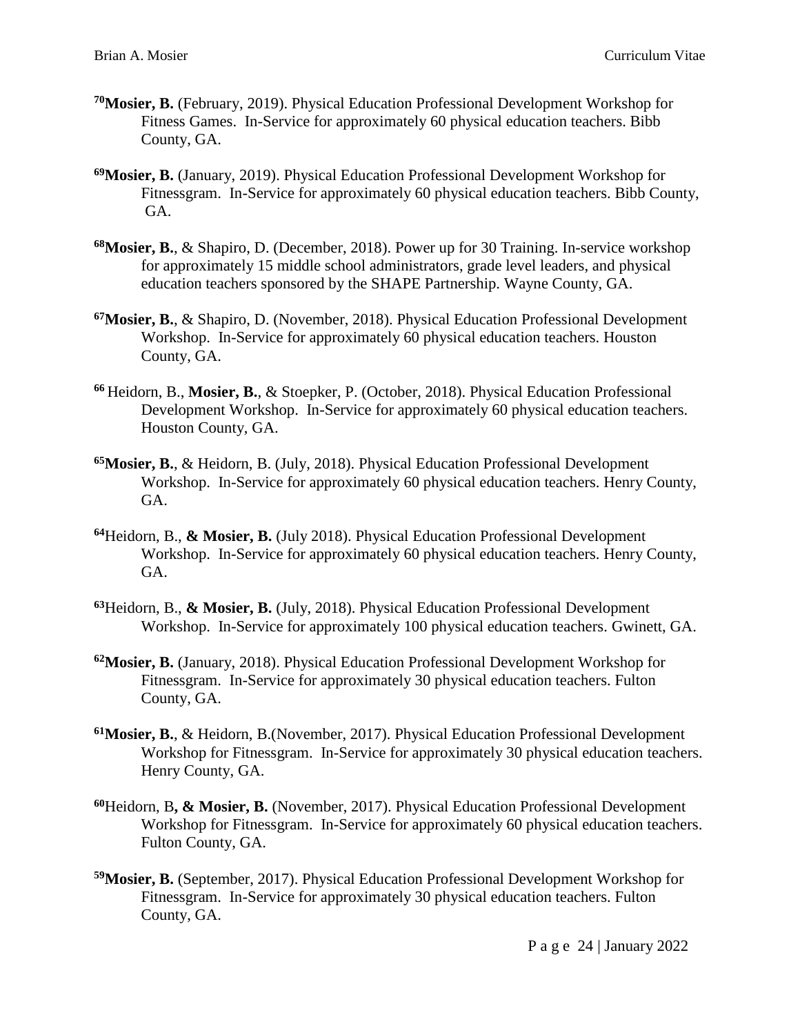[70]**Mosier, B.** (February, 2019). Physical Education Professional Development Workshop for Fitness Games. In-Service for approximately 60 physical education teachers. Bibb County, GA.

[69]**Mosier, B.** (January, 2019). Physical Education Professional Development Workshop for Fitnessgram. In-Service for approximately 60 physical education teachers. Bibb County, GA.

[68]**Mosier, B.**, & Shapiro, D. (December, 2018). Power up for 30 Training. In-service workshop for approximately 15 middle school administrators, grade level leaders, and physical education teachers sponsored by the SHAPE Partnership. Wayne County, GA.

[67]**Mosier, B.**, & Shapiro, D. (November, 2018). Physical Education Professional Development Workshop. In-Service for approximately 60 physical education teachers. Houston County, GA.

[66] Heidorn, B., **Mosier, B.**, & Stoepker, P. (October, 2018). Physical Education Professional Development Workshop. In-Service for approximately 60 physical education teachers. Houston County, GA.

[65]**Mosier, B.**, & Heidorn, B. (July, 2018). Physical Education Professional Development Workshop. In-Service for approximately 60 physical education teachers. Henry County, GA.

[64]Heidorn, B., **& Mosier, B.** (July 2018). Physical Education Professional Development Workshop. In-Service for approximately 60 physical education teachers. Henry County, GA.

[63]Heidorn, B., **& Mosier, B.** (July, 2018). Physical Education Professional Development Workshop. In-Service for approximately 100 physical education teachers. Gwinett, GA.

[62]**Mosier, B.** (January, 2018). Physical Education Professional Development Workshop for Fitnessgram. In-Service for approximately 30 physical education teachers. Fulton County, GA.

[61]**Mosier, B.**, & Heidorn, B.(November, 2017). Physical Education Professional Development Workshop for Fitnessgram. In-Service for approximately 30 physical education teachers. Henry County, GA.

[60]Heidorn, B**, & Mosier, B.** (November, 2017). Physical Education Professional Development Workshop for Fitnessgram. In-Service for approximately 60 physical education teachers. Fulton County, GA.

[59]**Mosier, B.** (September, 2017). Physical Education Professional Development Workshop for Fitnessgram. In-Service for approximately 30 physical education teachers. Fulton County, GA.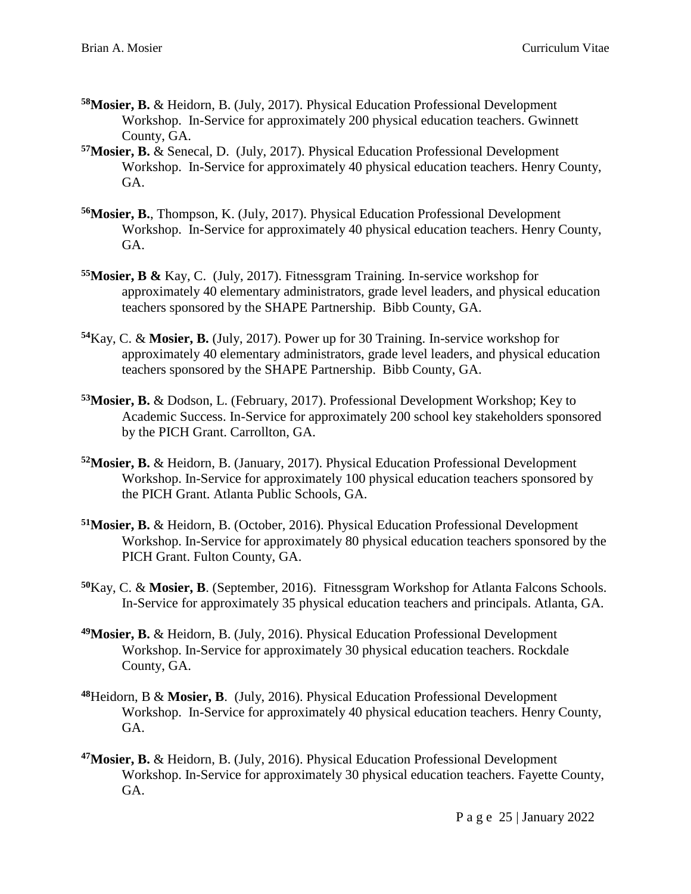[58]**Mosier, B.** & Heidorn, B. (July, 2017). Physical Education Professional Development Workshop. In-Service for approximately 200 physical education teachers. Gwinnett County, GA.

[57]**Mosier, B.** & Senecal, D. (July, 2017). Physical Education Professional Development Workshop. In-Service for approximately 40 physical education teachers. Henry County, GA.

[56]**Mosier, B.**, Thompson, K. (July, 2017). Physical Education Professional Development Workshop. In-Service for approximately 40 physical education teachers. Henry County, GA.

[55]**Mosier, B &** Kay, C. (July, 2017). Fitnessgram Training. In-service workshop for approximately 40 elementary administrators, grade level leaders, and physical education teachers sponsored by the SHAPE Partnership. Bibb County, GA.

[54]Kay, C. & **Mosier, B.** (July, 2017). Power up for 30 Training. In-service workshop for approximately 40 elementary administrators, grade level leaders, and physical education teachers sponsored by the SHAPE Partnership. Bibb County, GA.

[53]**Mosier, B.** & Dodson, L. (February, 2017). Professional Development Workshop; Key to Academic Success. In-Service for approximately 200 school key stakeholders sponsored by the PICH Grant. Carrollton, GA.

[52]**Mosier, B.** & Heidorn, B. (January, 2017). Physical Education Professional Development Workshop. In-Service for approximately 100 physical education teachers sponsored by the PICH Grant. Atlanta Public Schools, GA.

[51]**Mosier, B.** & Heidorn, B. (October, 2016). Physical Education Professional Development Workshop. In-Service for approximately 80 physical education teachers sponsored by the PICH Grant. Fulton County, GA.

[50]Kay, C. & **Mosier, B**. (September, 2016). Fitnessgram Workshop for Atlanta Falcons Schools. In-Service for approximately 35 physical education teachers and principals. Atlanta, GA.

[49]**Mosier, B.** & Heidorn, B. (July, 2016). Physical Education Professional Development Workshop. In-Service for approximately 30 physical education teachers. Rockdale County, GA.

[48]Heidorn, B & **Mosier, B**. (July, 2016). Physical Education Professional Development Workshop. In-Service for approximately 40 physical education teachers. Henry County, GA.

[47]**Mosier, B.** & Heidorn, B. (July, 2016). Physical Education Professional Development Workshop. In-Service for approximately 30 physical education teachers. Fayette County, GA.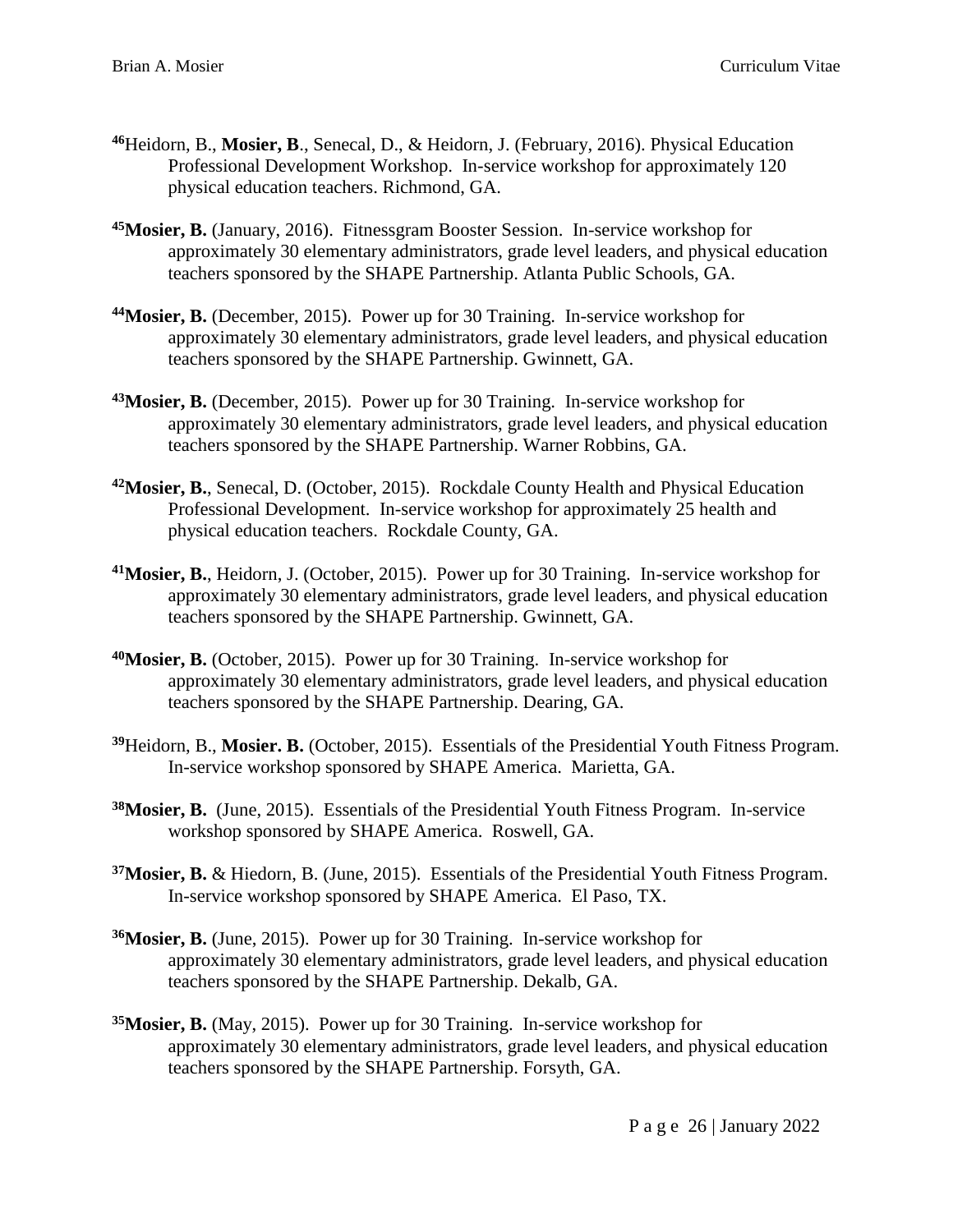[46]Heidorn, B., **Mosier, B**., Senecal, D., & Heidorn, J. (February, 2016). Physical Education Professional Development Workshop. In-service workshop for approximately 120 physical education teachers. Richmond, GA.

[45]**Mosier, B.** (January, 2016). Fitnessgram Booster Session. In-service workshop for approximately 30 elementary administrators, grade level leaders, and physical education teachers sponsored by the SHAPE Partnership. Atlanta Public Schools, GA.

[44]**Mosier, B.** (December, 2015). Power up for 30 Training. In-service workshop for approximately 30 elementary administrators, grade level leaders, and physical education teachers sponsored by the SHAPE Partnership. Gwinnett, GA.

[43]**Mosier, B.** (December, 2015). Power up for 30 Training. In-service workshop for approximately 30 elementary administrators, grade level leaders, and physical education teachers sponsored by the SHAPE Partnership. Warner Robbins, GA.

[42]**Mosier, B.**, Senecal, D. (October, 2015). Rockdale County Health and Physical Education Professional Development. In-service workshop for approximately 25 health and physical education teachers. Rockdale County, GA.

[41]**Mosier, B.**, Heidorn, J. (October, 2015). Power up for 30 Training. In-service workshop for approximately 30 elementary administrators, grade level leaders, and physical education teachers sponsored by the SHAPE Partnership. Gwinnett, GA.

[40]**Mosier, B.** (October, 2015). Power up for 30 Training. In-service workshop for approximately 30 elementary administrators, grade level leaders, and physical education teachers sponsored by the SHAPE Partnership. Dearing, GA.

[39]Heidorn, B., **Mosier. B.** (October, 2015). Essentials of the Presidential Youth Fitness Program. In-service workshop sponsored by SHAPE America. Marietta, GA.

[38]**Mosier, B.** (June, 2015). Essentials of the Presidential Youth Fitness Program. In-service workshop sponsored by SHAPE America. Roswell, GA.

[37]**Mosier, B.** & Hiedorn, B. (June, 2015). Essentials of the Presidential Youth Fitness Program. In-service workshop sponsored by SHAPE America. El Paso, TX.

[36]**Mosier, B.** (June, 2015). Power up for 30 Training. In-service workshop for approximately 30 elementary administrators, grade level leaders, and physical education teachers sponsored by the SHAPE Partnership. Dekalb, GA.

[35]**Mosier, B.** (May, 2015). Power up for 30 Training. In-service workshop for approximately 30 elementary administrators, grade level leaders, and physical education teachers sponsored by the SHAPE Partnership. Forsyth, GA.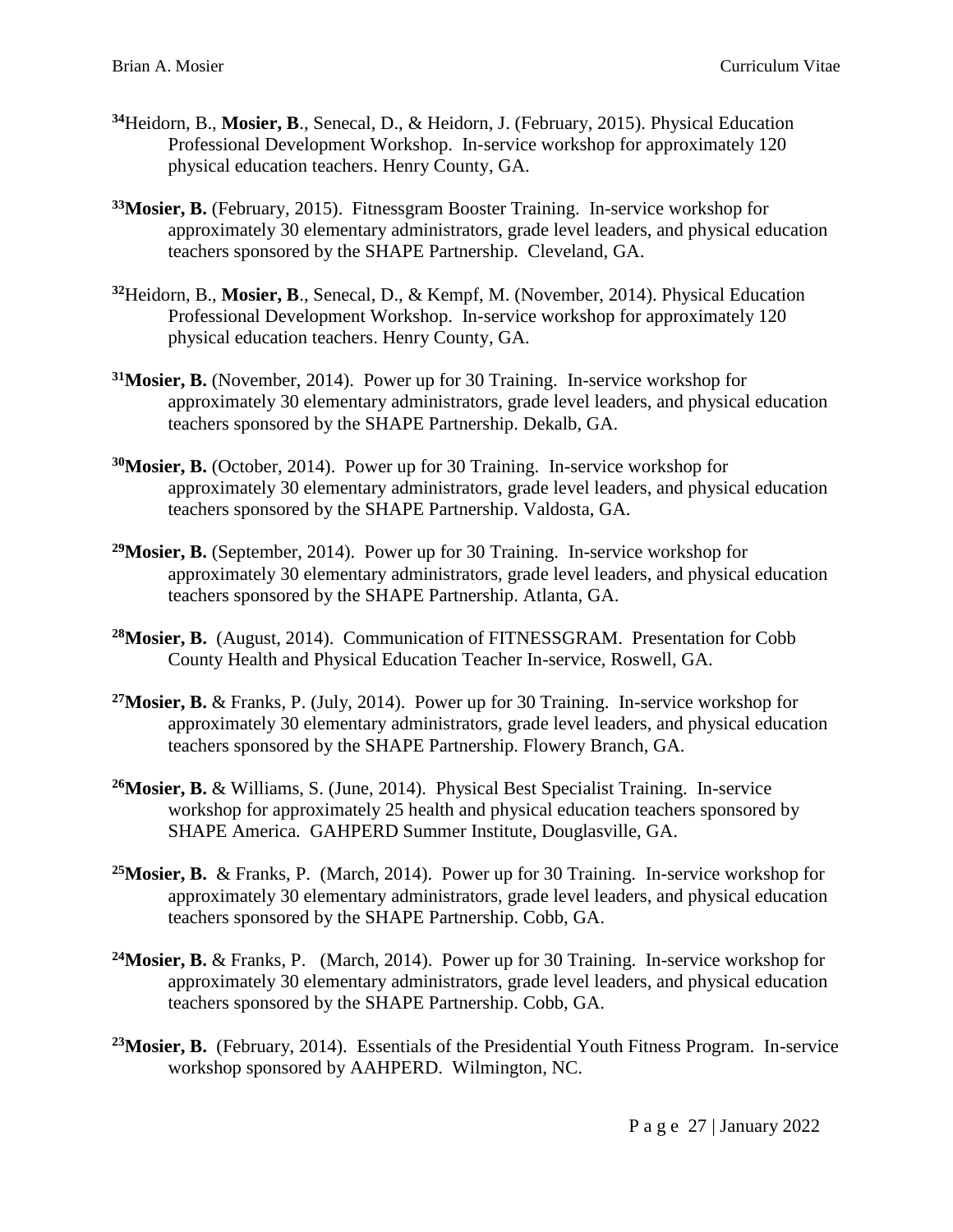[34]Heidorn, B., **Mosier, B**., Senecal, D., & Heidorn, J. (February, 2015). Physical Education Professional Development Workshop. In-service workshop for approximately 120 physical education teachers. Henry County, GA.

[33]**Mosier, B.** (February, 2015). Fitnessgram Booster Training. In-service workshop for approximately 30 elementary administrators, grade level leaders, and physical education teachers sponsored by the SHAPE Partnership. Cleveland, GA.

[32]Heidorn, B., **Mosier, B**., Senecal, D., & Kempf, M. (November, 2014). Physical Education Professional Development Workshop. In-service workshop for approximately 120 physical education teachers. Henry County, GA.

[31]**Mosier, B.** (November, 2014). Power up for 30 Training. In-service workshop for approximately 30 elementary administrators, grade level leaders, and physical education teachers sponsored by the SHAPE Partnership. Dekalb, GA.

[30]**Mosier, B.** (October, 2014). Power up for 30 Training. In-service workshop for approximately 30 elementary administrators, grade level leaders, and physical education teachers sponsored by the SHAPE Partnership. Valdosta, GA.

[29]**Mosier, B.** (September, 2014). Power up for 30 Training. In-service workshop for approximately 30 elementary administrators, grade level leaders, and physical education teachers sponsored by the SHAPE Partnership. Atlanta, GA.

[28]**Mosier, B.** (August, 2014). Communication of FITNESSGRAM. Presentation for Cobb County Health and Physical Education Teacher In-service, Roswell, GA.

[27]**Mosier, B.** & Franks, P. (July, 2014). Power up for 30 Training. In-service workshop for approximately 30 elementary administrators, grade level leaders, and physical education teachers sponsored by the SHAPE Partnership. Flowery Branch, GA.

[26]**Mosier, B.** & Williams, S. (June, 2014). Physical Best Specialist Training. In-service workshop for approximately 25 health and physical education teachers sponsored by SHAPE America. GAHPERD Summer Institute, Douglasville, GA.

[25]**Mosier, B.** & Franks, P. (March, 2014). Power up for 30 Training. In-service workshop for approximately 30 elementary administrators, grade level leaders, and physical education teachers sponsored by the SHAPE Partnership. Cobb, GA.

[24]**Mosier, B.** & Franks, P. (March, 2014). Power up for 30 Training. In-service workshop for approximately 30 elementary administrators, grade level leaders, and physical education teachers sponsored by the SHAPE Partnership. Cobb, GA.

[23]**Mosier, B.** (February, 2014). Essentials of the Presidential Youth Fitness Program. In-service workshop sponsored by AAHPERD. Wilmington, NC.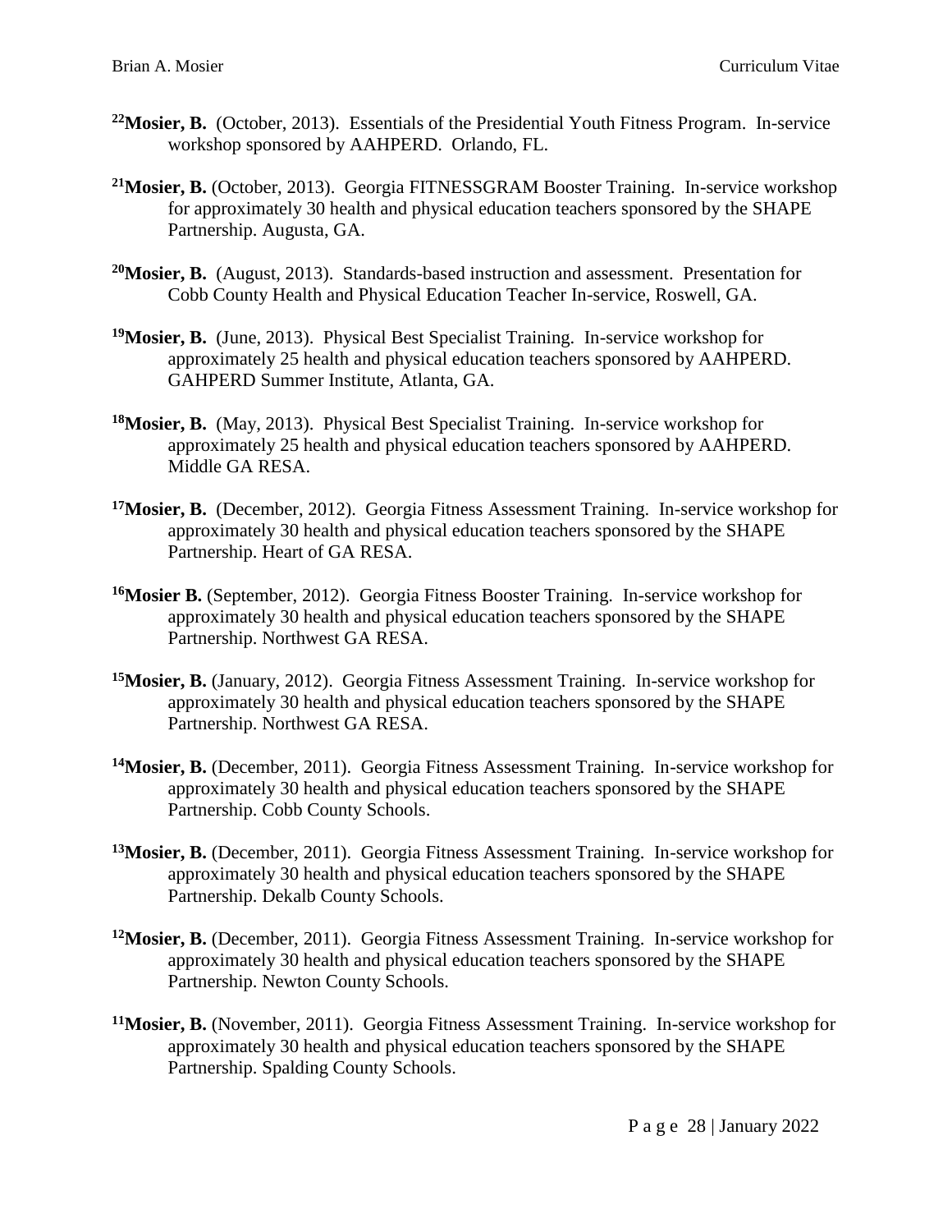[22]**Mosier, B.** (October, 2013). Essentials of the Presidential Youth Fitness Program. In-service workshop sponsored by AAHPERD. Orlando, FL.

[21]**Mosier, B.** (October, 2013). Georgia FITNESSGRAM Booster Training. In-service workshop for approximately 30 health and physical education teachers sponsored by the SHAPE Partnership. Augusta, GA.

[20]**Mosier, B.** (August, 2013). Standards-based instruction and assessment. Presentation for Cobb County Health and Physical Education Teacher In-service, Roswell, GA.

[19]**Mosier, B.** (June, 2013). Physical Best Specialist Training. In-service workshop for approximately 25 health and physical education teachers sponsored by AAHPERD. GAHPERD Summer Institute, Atlanta, GA.

[18]**Mosier, B.** (May, 2013). Physical Best Specialist Training. In-service workshop for approximately 25 health and physical education teachers sponsored by AAHPERD. Middle GA RESA.

[17]**Mosier, B.** (December, 2012). Georgia Fitness Assessment Training. In-service workshop for approximately 30 health and physical education teachers sponsored by the SHAPE Partnership. Heart of GA RESA.

[16]**Mosier B.** (September, 2012). Georgia Fitness Booster Training. In-service workshop for approximately 30 health and physical education teachers sponsored by the SHAPE Partnership. Northwest GA RESA.

[15]**Mosier, B.** (January, 2012). Georgia Fitness Assessment Training. In-service workshop for approximately 30 health and physical education teachers sponsored by the SHAPE Partnership. Northwest GA RESA.

[14]**Mosier, B.** (December, 2011). Georgia Fitness Assessment Training. In-service workshop for approximately 30 health and physical education teachers sponsored by the SHAPE Partnership. Cobb County Schools.

[13]**Mosier, B.** (December, 2011). Georgia Fitness Assessment Training. In-service workshop for approximately 30 health and physical education teachers sponsored by the SHAPE Partnership. Dekalb County Schools.

[12]**Mosier, B.** (December, 2011). Georgia Fitness Assessment Training. In-service workshop for approximately 30 health and physical education teachers sponsored by the SHAPE Partnership. Newton County Schools.

[11]**Mosier, B.** (November, 2011). Georgia Fitness Assessment Training. In-service workshop for approximately 30 health and physical education teachers sponsored by the SHAPE Partnership. Spalding County Schools.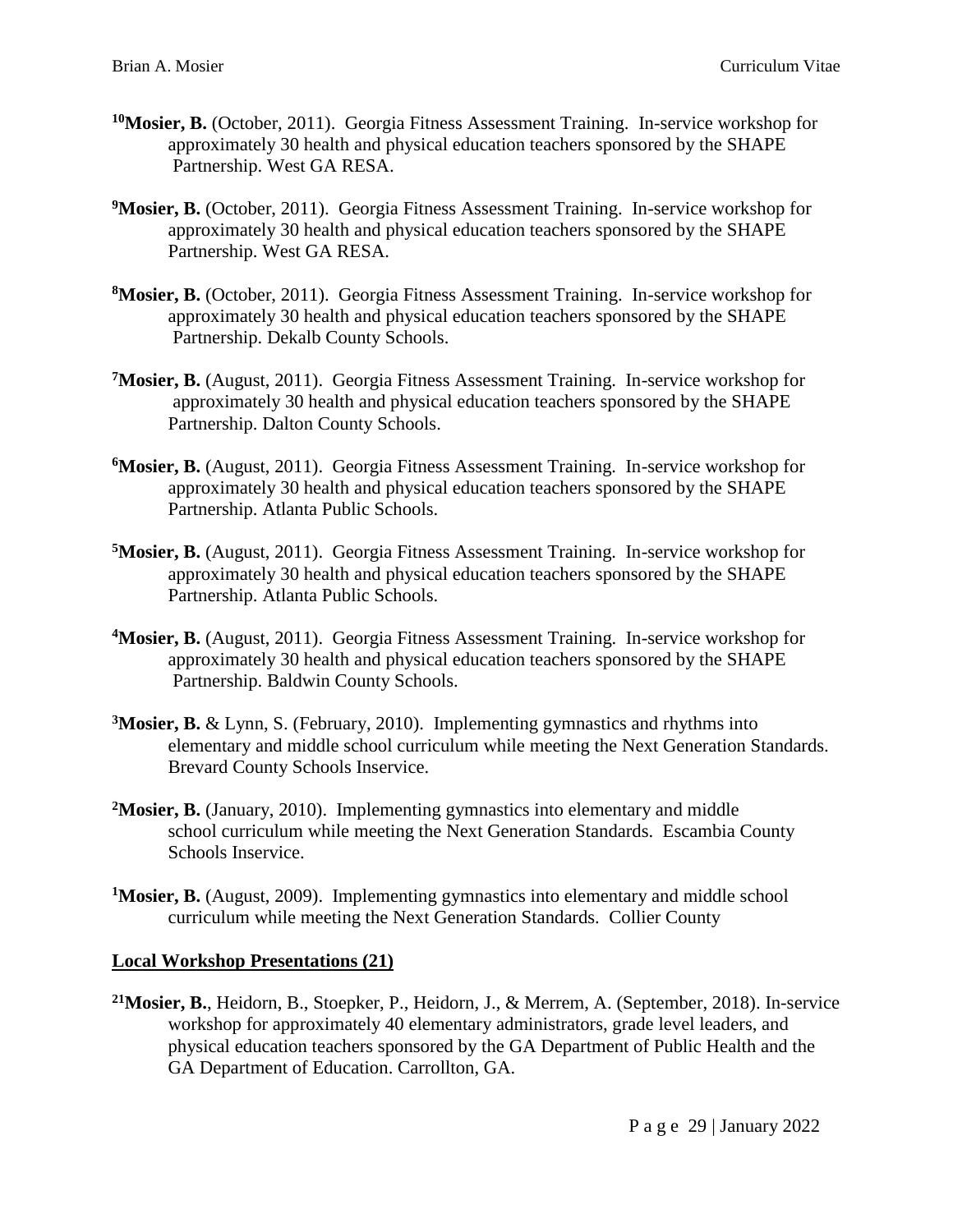[10]**Mosier, B.** (October, 2011). Georgia Fitness Assessment Training. In-service workshop for approximately 30 health and physical education teachers sponsored by the SHAPE Partnership. West GA RESA.

[9]**Mosier, B.** (October, 2011). Georgia Fitness Assessment Training. In-service workshop for approximately 30 health and physical education teachers sponsored by the SHAPE Partnership. West GA RESA.

[8]**Mosier, B.** (October, 2011). Georgia Fitness Assessment Training. In-service workshop for approximately 30 health and physical education teachers sponsored by the SHAPE Partnership. Dekalb County Schools.

[7]**Mosier, B.** (August, 2011). Georgia Fitness Assessment Training. In-service workshop for approximately 30 health and physical education teachers sponsored by the SHAPE Partnership. Dalton County Schools.

[6]**Mosier, B.** (August, 2011). Georgia Fitness Assessment Training. In-service workshop for approximately 30 health and physical education teachers sponsored by the SHAPE Partnership. Atlanta Public Schools.

[5]**Mosier, B.** (August, 2011). Georgia Fitness Assessment Training. In-service workshop for approximately 30 health and physical education teachers sponsored by the SHAPE Partnership. Atlanta Public Schools.

[4]**Mosier, B.** (August, 2011). Georgia Fitness Assessment Training. In-service workshop for approximately 30 health and physical education teachers sponsored by the SHAPE Partnership. Baldwin County Schools.

[3]**Mosier, B.** & Lynn, S. (February, 2010). Implementing gymnastics and rhythms into elementary and middle school curriculum while meeting the Next Generation Standards. Brevard County Schools Inservice.

[2]**Mosier, B.** (January, 2010). Implementing gymnastics into elementary and middle school curriculum while meeting the Next Generation Standards. Escambia County Schools Inservice.

[1]**Mosier, B.** (August, 2009). Implementing gymnastics into elementary and middle school curriculum while meeting the Next Generation Standards. Collier County

## Local Workshop Presentations (21)

[21]**Mosier, B.**, Heidorn, B., Stoepker, P., Heidorn, J., & Merrem, A. (September, 2018). In-service workshop for approximately 40 elementary administrators, grade level leaders, and physical education teachers sponsored by the GA Department of Public Health and the GA Department of Education. Carrollton, GA.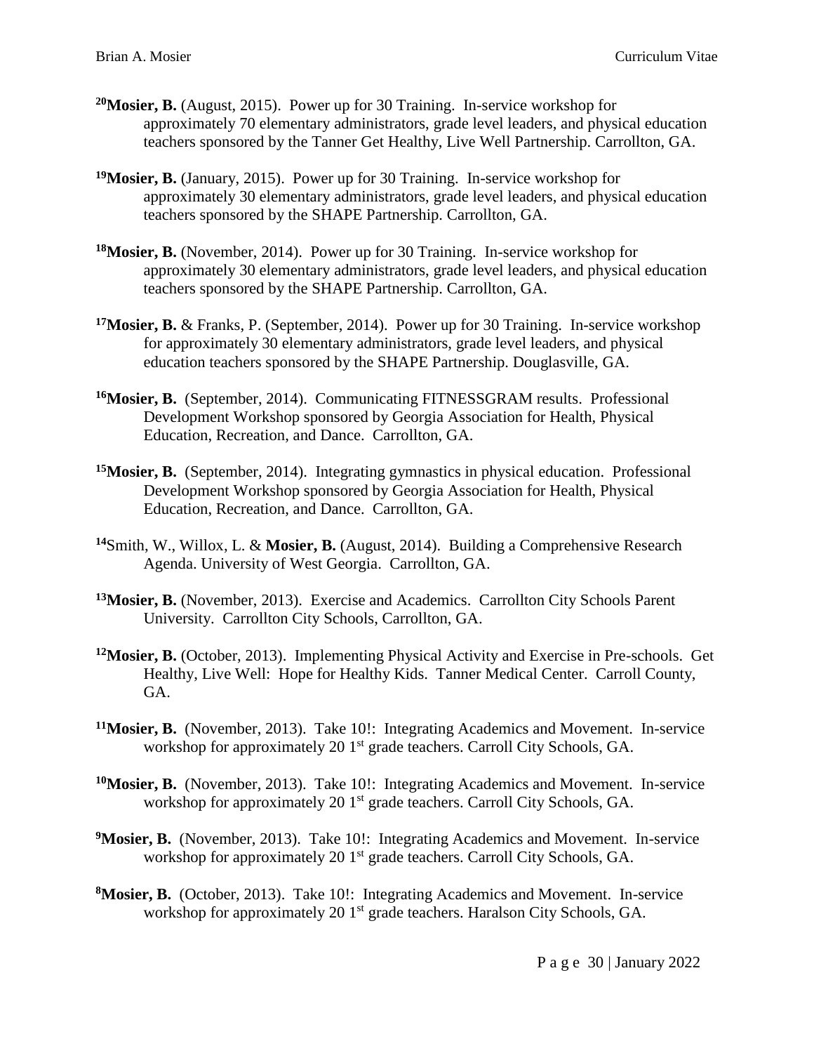[20]**Mosier, B.** (August, 2015). Power up for 30 Training. In-service workshop for approximately 70 elementary administrators, grade level leaders, and physical education teachers sponsored by the Tanner Get Healthy, Live Well Partnership. Carrollton, GA.

[19]**Mosier, B.** (January, 2015). Power up for 30 Training. In-service workshop for approximately 30 elementary administrators, grade level leaders, and physical education teachers sponsored by the SHAPE Partnership. Carrollton, GA.

[18]**Mosier, B.** (November, 2014). Power up for 30 Training. In-service workshop for approximately 30 elementary administrators, grade level leaders, and physical education teachers sponsored by the SHAPE Partnership. Carrollton, GA.

[17]**Mosier, B.** & Franks, P. (September, 2014). Power up for 30 Training. In-service workshop for approximately 30 elementary administrators, grade level leaders, and physical education teachers sponsored by the SHAPE Partnership. Douglasville, GA.

[16]**Mosier, B.** (September, 2014). Communicating FITNESSGRAM results. Professional Development Workshop sponsored by Georgia Association for Health, Physical Education, Recreation, and Dance. Carrollton, GA.

[15]**Mosier, B.** (September, 2014). Integrating gymnastics in physical education. Professional Development Workshop sponsored by Georgia Association for Health, Physical Education, Recreation, and Dance. Carrollton, GA.

[14]Smith, W., Willox, L. & **Mosier, B.** (August, 2014). Building a Comprehensive Research Agenda. University of West Georgia. Carrollton, GA.

[13]**Mosier, B.** (November, 2013). Exercise and Academics. Carrollton City Schools Parent University. Carrollton City Schools, Carrollton, GA.

[12]**Mosier, B.** (October, 2013). Implementing Physical Activity and Exercise in Pre-schools. Get Healthy, Live Well: Hope for Healthy Kids. Tanner Medical Center. Carroll County, GA.

[11]**Mosier, B.** (November, 2013). Take 10!: Integrating Academics and Movement. In-service workshop for approximately 20 1st grade teachers. Carroll City Schools, GA.

[10]**Mosier, B.** (November, 2013). Take 10!: Integrating Academics and Movement. In-service workshop for approximately 20 1st grade teachers. Carroll City Schools, GA.

[9]**Mosier, B.** (November, 2013). Take 10!: Integrating Academics and Movement. In-service workshop for approximately 20 1st grade teachers. Carroll City Schools, GA.

[8]**Mosier, B.** (October, 2013). Take 10!: Integrating Academics and Movement. In-service workshop for approximately 20 1st grade teachers. Haralson City Schools, GA.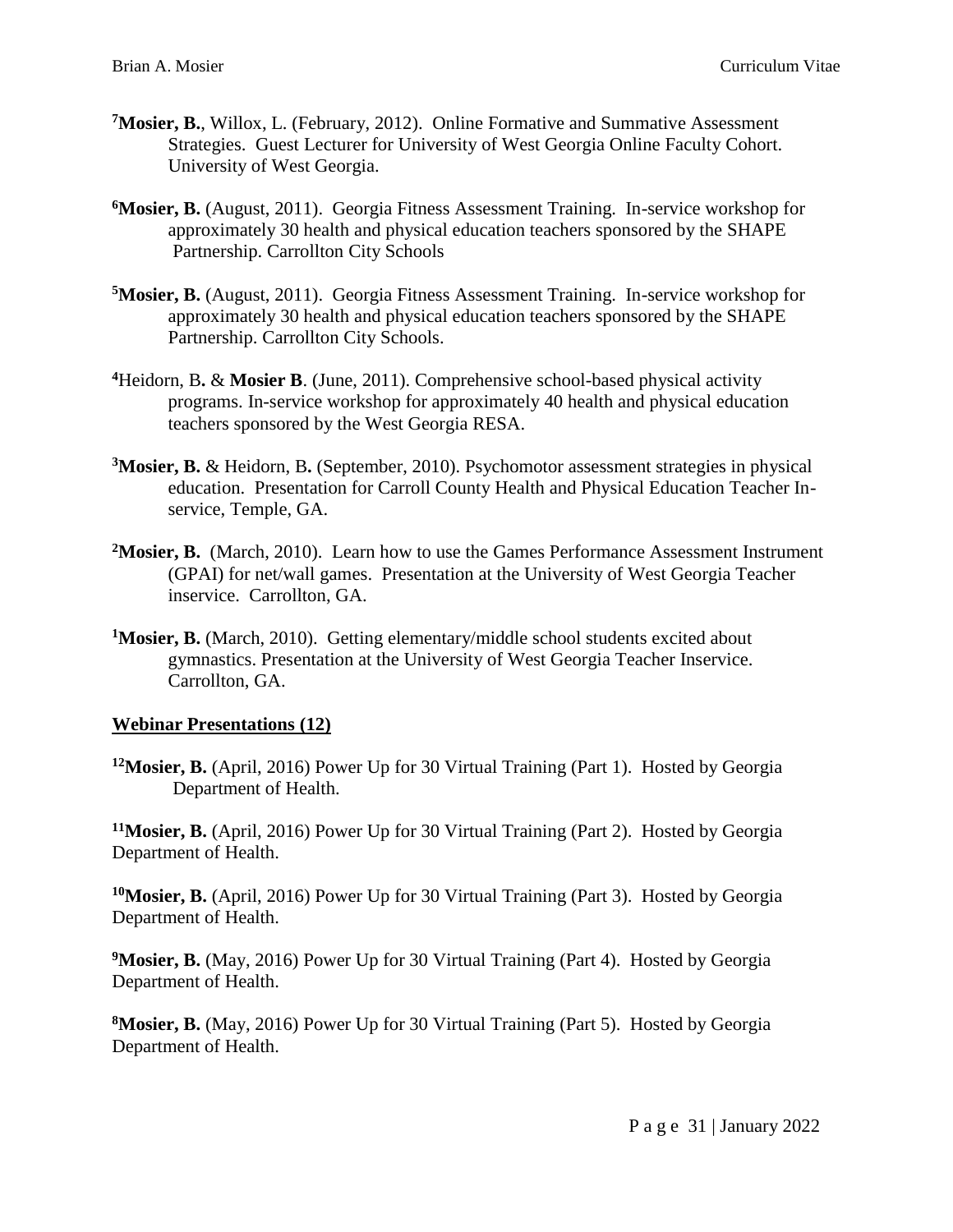[7]**Mosier, B.**, Willox, L. (February, 2012). Online Formative and Summative Assessment Strategies. Guest Lecturer for University of West Georgia Online Faculty Cohort. University of West Georgia.

[6]**Mosier, B.** (August, 2011). Georgia Fitness Assessment Training. In-service workshop for approximately 30 health and physical education teachers sponsored by the SHAPE Partnership. Carrollton City Schools

[5]**Mosier, B.** (August, 2011). Georgia Fitness Assessment Training. In-service workshop for approximately 30 health and physical education teachers sponsored by the SHAPE Partnership. Carrollton City Schools.

[4]Heidorn, B**.** & **Mosier B**. (June, 2011). Comprehensive school-based physical activity programs. In-service workshop for approximately 40 health and physical education teachers sponsored by the West Georgia RESA.

[3]**Mosier, B.** & Heidorn, B**.** (September, 2010). Psychomotor assessment strategies in physical education. Presentation for Carroll County Health and Physical Education Teacher In-service, Temple, GA.

[2]**Mosier, B.** (March, 2010). Learn how to use the Games Performance Assessment Instrument (GPAI) for net/wall games. Presentation at the University of West Georgia Teacher inservice. Carrollton, GA.

[1]**Mosier, B.** (March, 2010). Getting elementary/middle school students excited about gymnastics. Presentation at the University of West Georgia Teacher Inservice. Carrollton, GA.

**Webinar Presentations (12)**

[12]**Mosier, B.** (April, 2016) Power Up for 30 Virtual Training (Part 1). Hosted by Georgia Department of Health.

[11]**Mosier, B.** (April, 2016) Power Up for 30 Virtual Training (Part 2). Hosted by Georgia Department of Health.

[10]**Mosier, B.** (April, 2016) Power Up for 30 Virtual Training (Part 3). Hosted by Georgia Department of Health.

[9]**Mosier, B.** (May, 2016) Power Up for 30 Virtual Training (Part 4). Hosted by Georgia Department of Health.

[8]**Mosier, B.** (May, 2016) Power Up for 30 Virtual Training (Part 5). Hosted by Georgia Department of Health.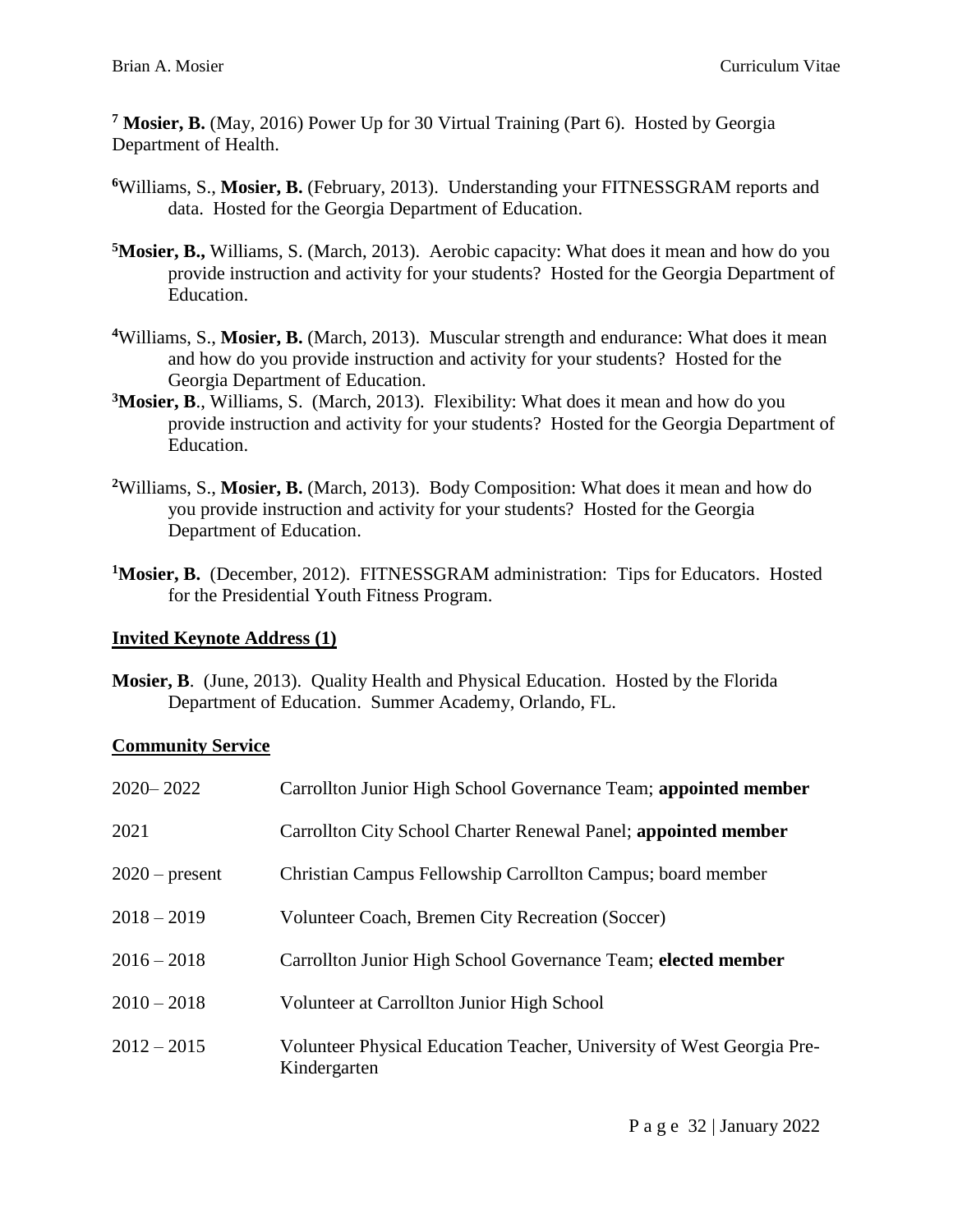[7] **Mosier, B.** (May, 2016) Power Up for 30 Virtual Training (Part 6). Hosted by Georgia Department of Health.

[6]Williams, S., **Mosier, B.** (February, 2013). Understanding your FITNESSGRAM reports and data. Hosted for the Georgia Department of Education.

[5]**Mosier, B.,** Williams, S. (March, 2013). Aerobic capacity: What does it mean and how do you provide instruction and activity for your students? Hosted for the Georgia Department of Education.

[4]Williams, S., **Mosier, B.** (March, 2013). Muscular strength and endurance: What does it mean and how do you provide instruction and activity for your students? Hosted for the Georgia Department of Education.

[3]**Mosier, B**., Williams, S. (March, 2013). Flexibility: What does it mean and how do you provide instruction and activity for your students? Hosted for the Georgia Department of Education.

[2]Williams, S., **Mosier, B.** (March, 2013). Body Composition: What does it mean and how do you provide instruction and activity for your students? Hosted for the Georgia Department of Education.

[1]**Mosier, B.** (December, 2012). FITNESSGRAM administration: Tips for Educators. Hosted for the Presidential Youth Fitness Program.

## Invited Keynote Address (1)

**Mosier, B**. (June, 2013). Quality Health and Physical Education. Hosted by the Florida Department of Education. Summer Academy, Orlando, FL.

## Community Service

| | |
|---|---|
| 2020– 2022 | Carrollton Junior High School Governance Team; **appointed member** |
| 2021 | Carrollton City School Charter Renewal Panel; **appointed member** |
| 2020 – present | Christian Campus Fellowship Carrollton Campus; board member |
| 2018 – 2019 | Volunteer Coach, Bremen City Recreation (Soccer) |
| 2016 – 2018 | Carrollton Junior High School Governance Team; **elected member** |
| 2010 – 2018 | Volunteer at Carrollton Junior High School |
| 2012 – 2015 | Volunteer Physical Education Teacher, University of West Georgia Pre-Kindergarten |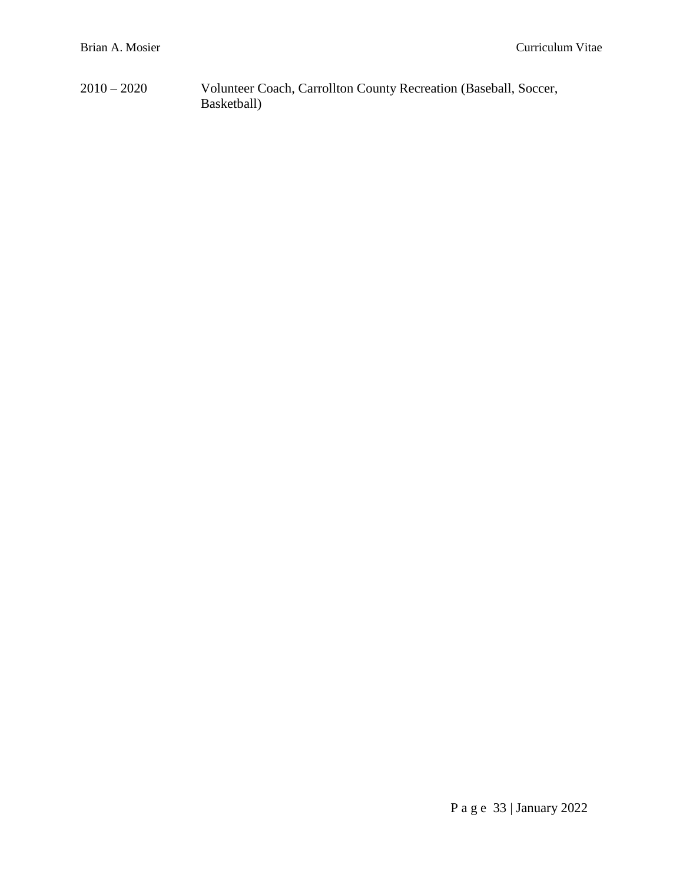2010 – 2020 Volunteer Coach, Carrollton County Recreation (Baseball, Soccer, Basketball)